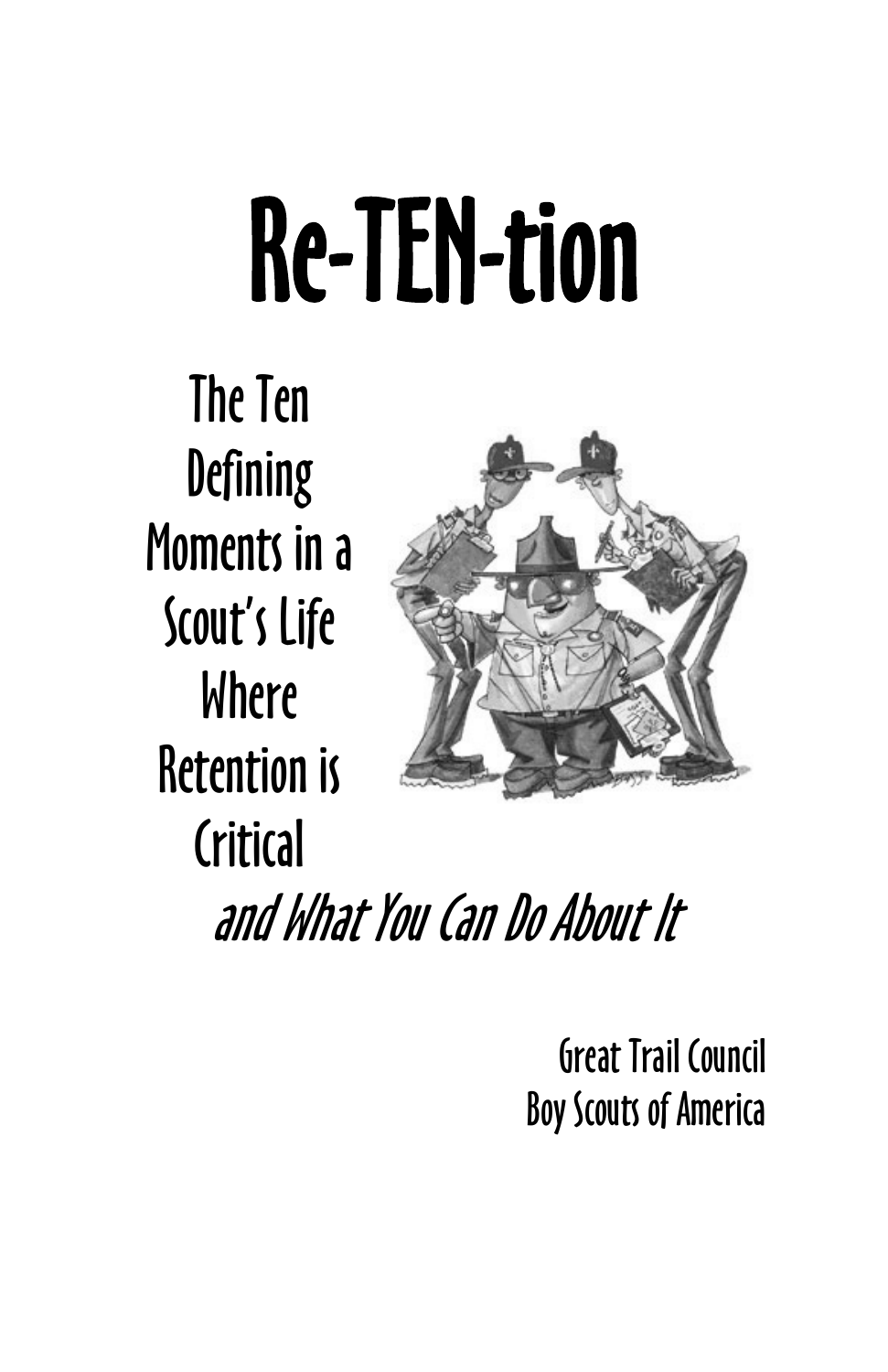# Re-TEN-tion

## The Ten Defining Moments in a Scout's Life Where Retention is Critical

*and What You Can Do About It*

Great Trail Council
Boy Scouts of America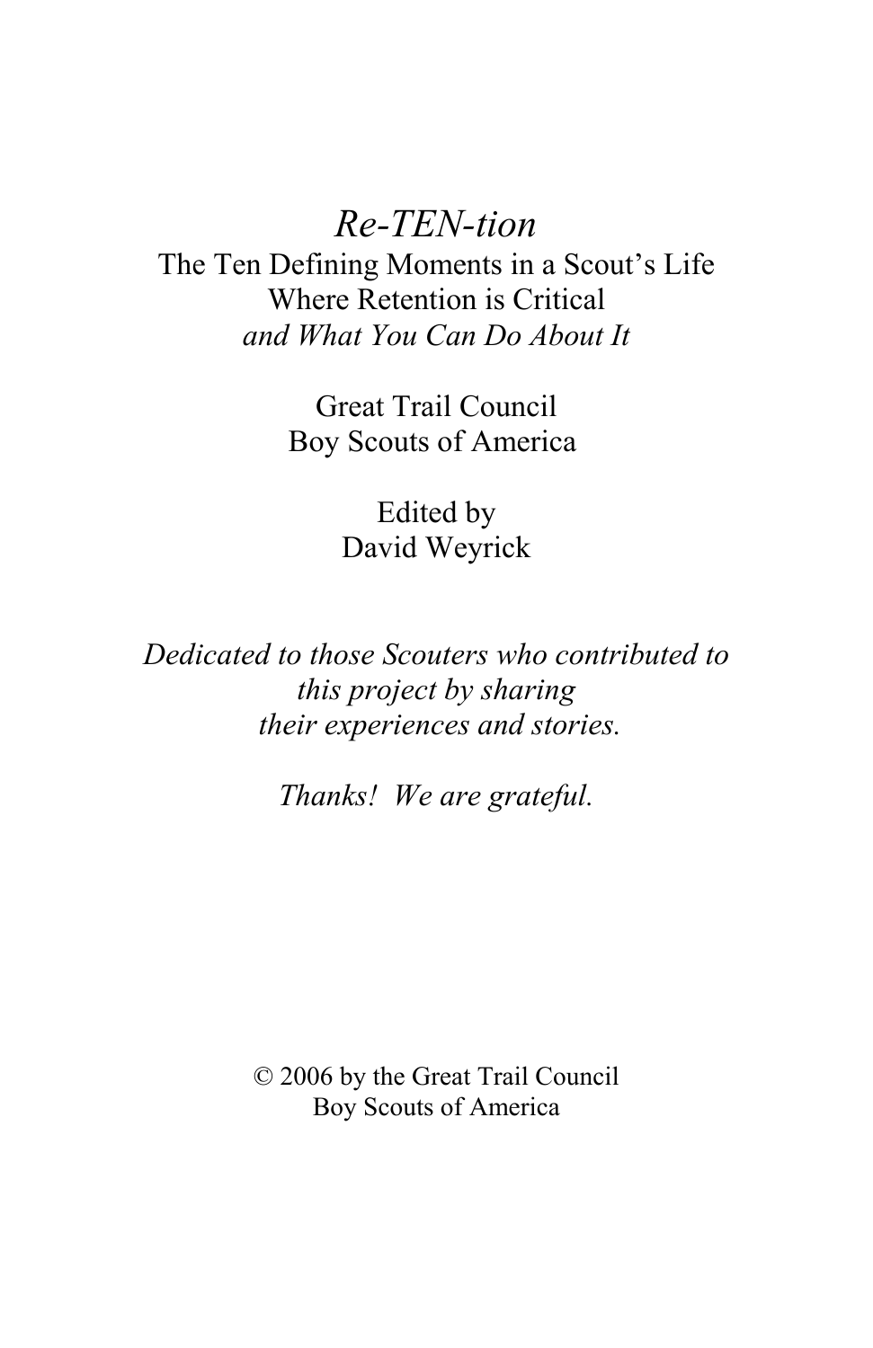# *Re-TEN-tion*

The Ten Defining Moments in a Scout's Life
Where Retention is Critical
*and What You Can Do About It*

Great Trail Council
Boy Scouts of America

Edited by
David Weyrick

*Dedicated to those Scouters who contributed to this project by sharing their experiences and stories.*

*Thanks! We are grateful.*

© 2006 by the Great Trail Council
Boy Scouts of America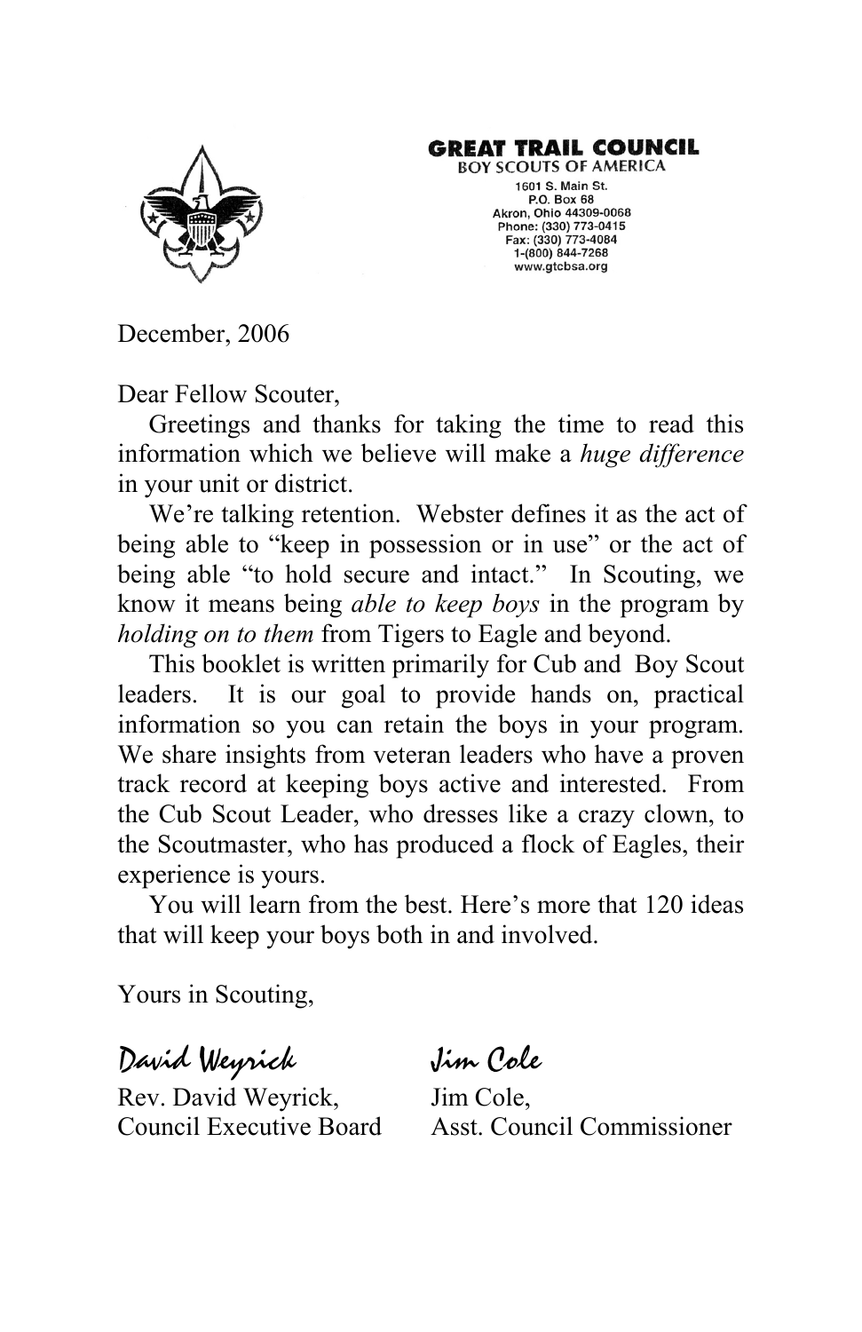**GREAT TRAIL COUNCIL**
BOY SCOUTS OF AMERICA
1601 S. Main St.
P.O. Box 68
Akron, Ohio 44309-0068
Phone: (330) 773-0415
Fax: (330) 773-4084
1-(800) 844-7268
www.gtcbsa.org

December, 2006

Dear Fellow Scouter,

Greetings and thanks for taking the time to read this information which we believe will make a *huge difference* in your unit or district.

We're talking retention. Webster defines it as the act of being able to "keep in possession or in use" or the act of being able "to hold secure and intact." In Scouting, we know it means being *able to keep boys* in the program by *holding on to them* from Tigers to Eagle and beyond.

This booklet is written primarily for Cub and Boy Scout leaders. It is our goal to provide hands on, practical information so you can retain the boys in your program. We share insights from veteran leaders who have a proven track record at keeping boys active and interested. From the Cub Scout Leader, who dresses like a crazy clown, to the Scoutmaster, who has produced a flock of Eagles, their experience is yours.

You will learn from the best. Here's more that 120 ideas that will keep your boys both in and involved.

Yours in Scouting,

*David Weyrick* *Jim Cole*

Rev. David Weyrick, Council Executive Board

Jim Cole, Asst. Council Commissioner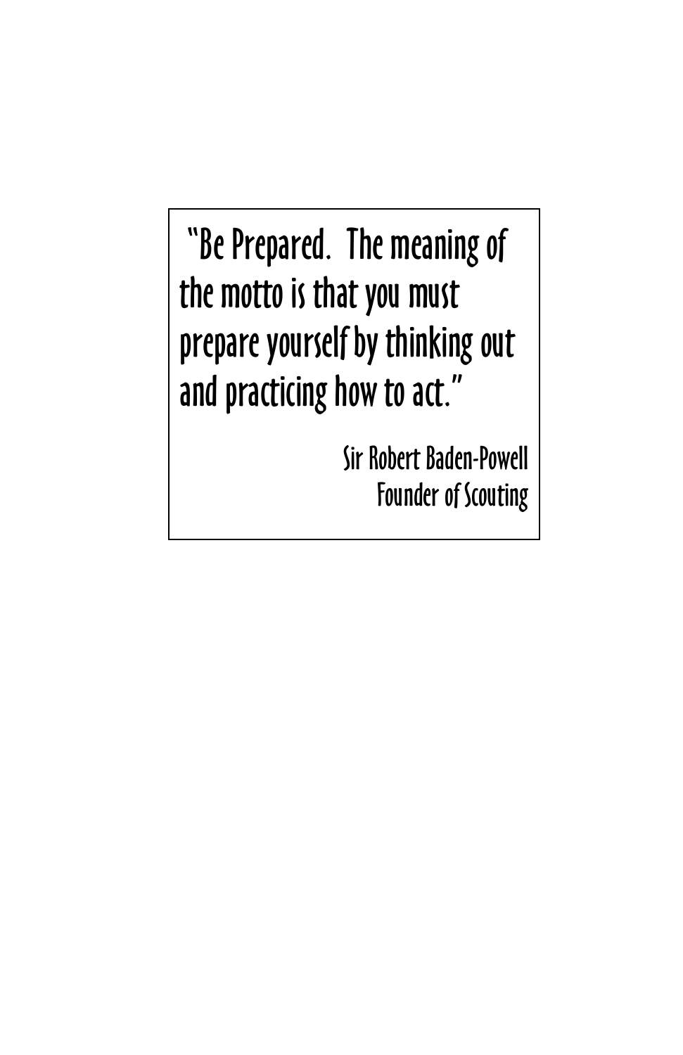> "Be Prepared. The meaning of the motto is that you must prepare yourself by thinking out and practicing how to act."
>
> Sir Robert Baden-Powell
> Founder of Scouting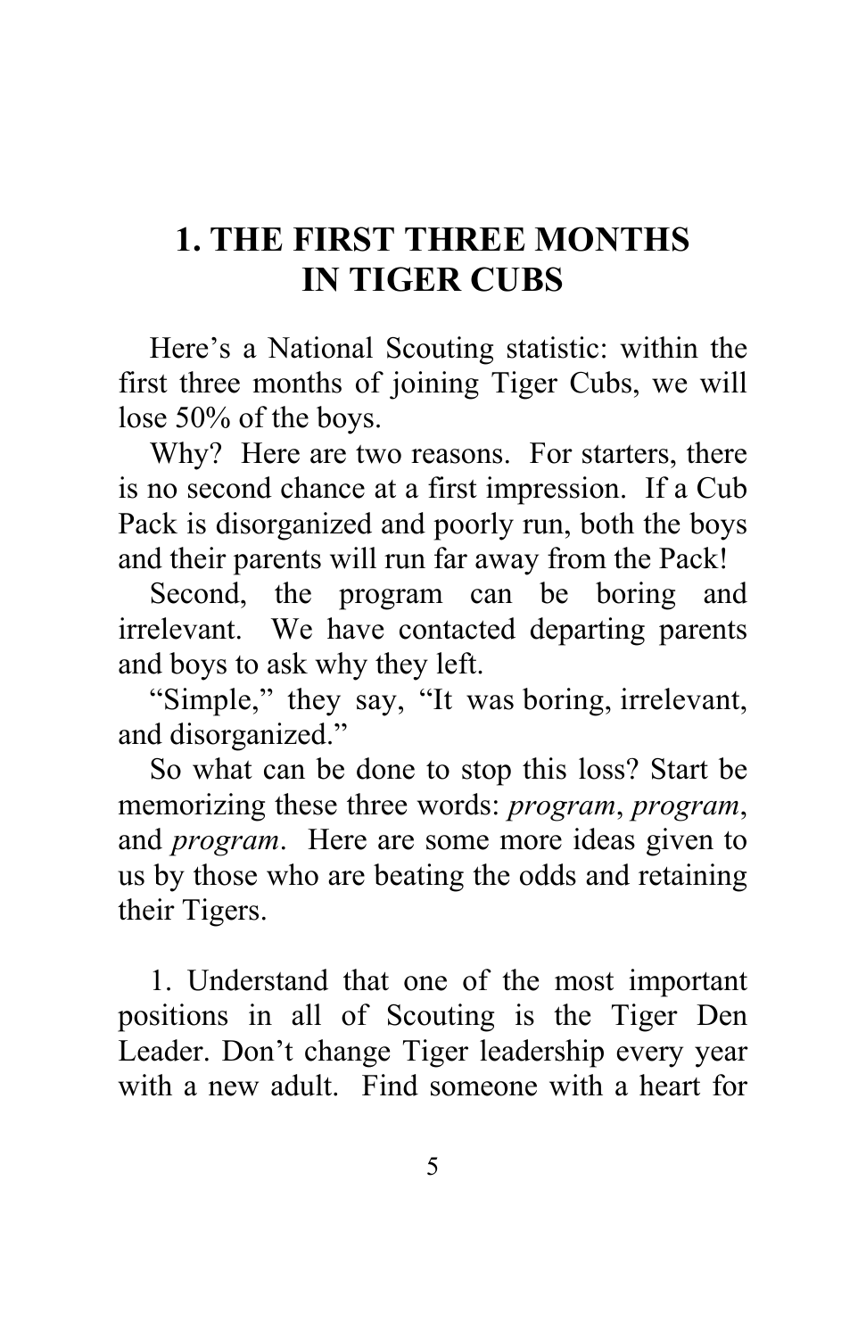# 1. THE FIRST THREE MONTHS IN TIGER CUBS

Here's a National Scouting statistic: within the first three months of joining Tiger Cubs, we will lose 50% of the boys.

Why? Here are two reasons. For starters, there is no second chance at a first impression. If a Cub Pack is disorganized and poorly run, both the boys and their parents will run far away from the Pack!

Second, the program can be boring and irrelevant. We have contacted departing parents and boys to ask why they left.

"Simple," they say, "It was boring, irrelevant, and disorganized."

So what can be done to stop this loss? Start be memorizing these three words: *program*, *program*, and *program*. Here are some more ideas given to us by those who are beating the odds and retaining their Tigers.

1. Understand that one of the most important positions in all of Scouting is the Tiger Den Leader. Don't change Tiger leadership every year with a new adult. Find someone with a heart for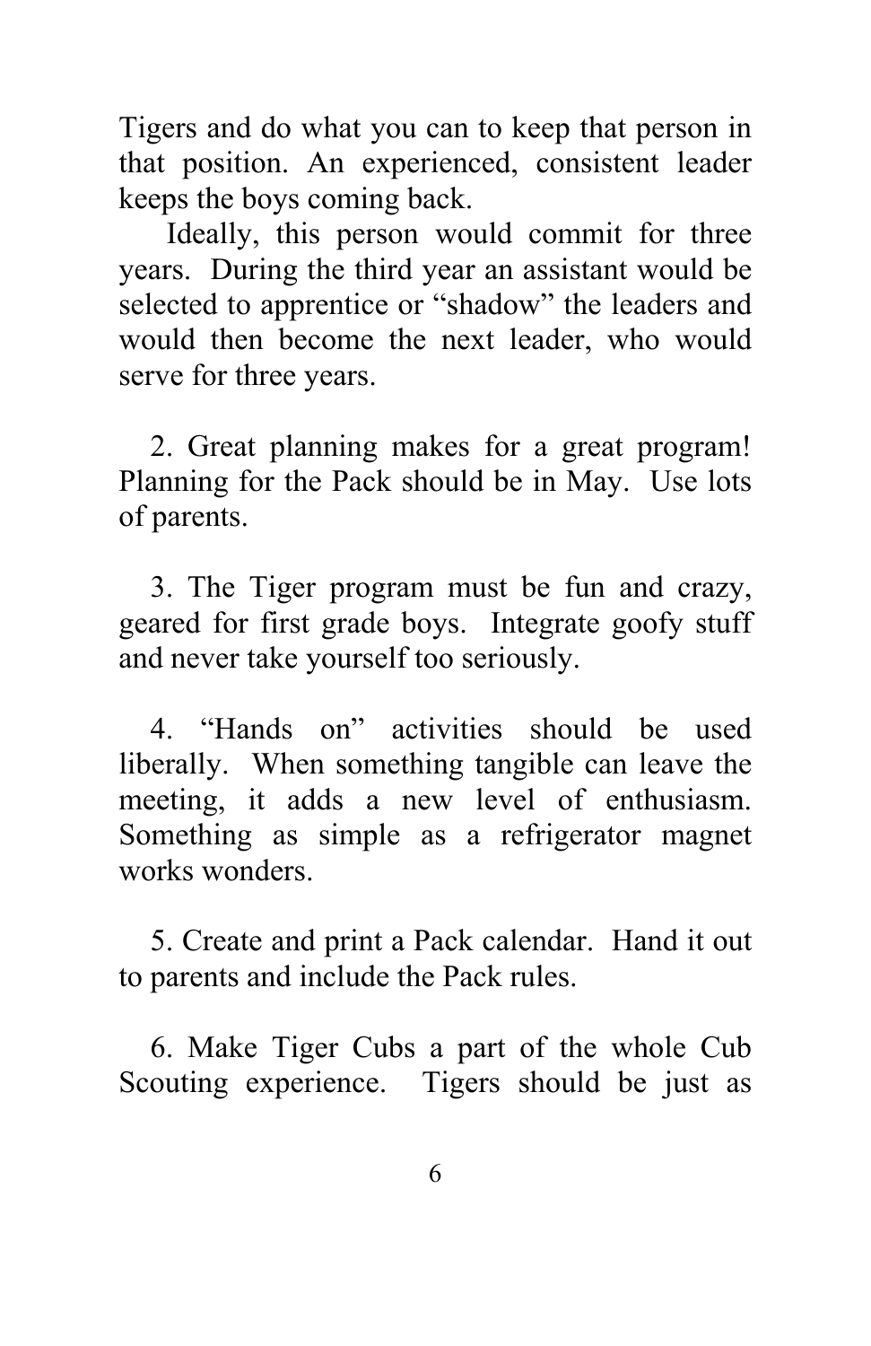Tigers and do what you can to keep that person in that position. An experienced, consistent leader keeps the boys coming back.

Ideally, this person would commit for three years. During the third year an assistant would be selected to apprentice or "shadow" the leaders and would then become the next leader, who would serve for three years.

2. Great planning makes for a great program! Planning for the Pack should be in May. Use lots of parents.

3. The Tiger program must be fun and crazy, geared for first grade boys. Integrate goofy stuff and never take yourself too seriously.

4. "Hands on" activities should be used liberally. When something tangible can leave the meeting, it adds a new level of enthusiasm. Something as simple as a refrigerator magnet works wonders.

5. Create and print a Pack calendar. Hand it out to parents and include the Pack rules.

6. Make Tiger Cubs a part of the whole Cub Scouting experience. Tigers should be just as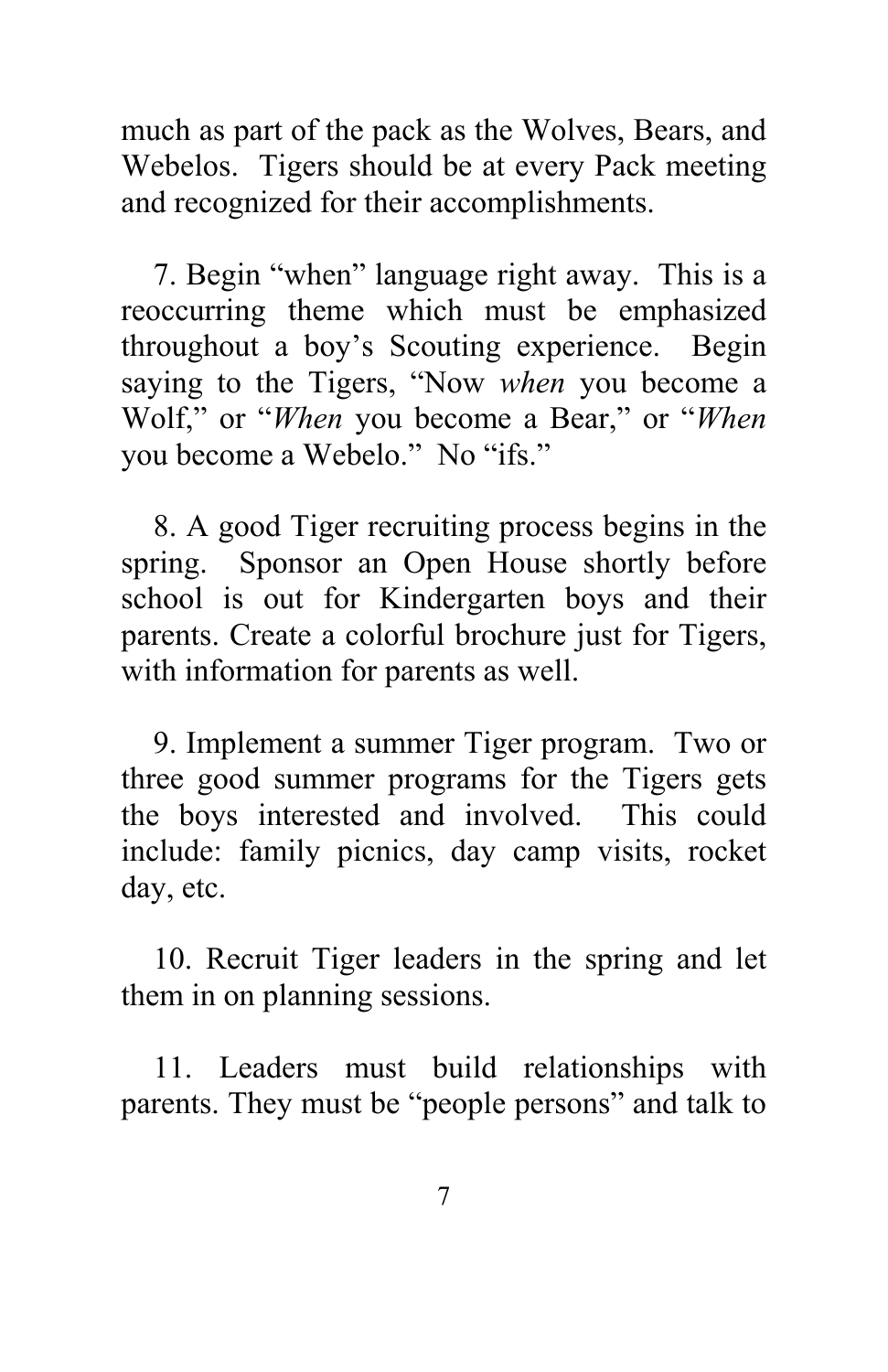much as part of the pack as the Wolves, Bears, and Webelos. Tigers should be at every Pack meeting and recognized for their accomplishments.

7. Begin "when" language right away. This is a reoccurring theme which must be emphasized throughout a boy's Scouting experience. Begin saying to the Tigers, "Now *when* you become a Wolf," or "*When* you become a Bear," or "*When* you become a Webelo." No "ifs."

8. A good Tiger recruiting process begins in the spring. Sponsor an Open House shortly before school is out for Kindergarten boys and their parents. Create a colorful brochure just for Tigers, with information for parents as well.

9. Implement a summer Tiger program. Two or three good summer programs for the Tigers gets the boys interested and involved. This could include: family picnics, day camp visits, rocket day, etc.

10. Recruit Tiger leaders in the spring and let them in on planning sessions.

11. Leaders must build relationships with parents. They must be "people persons" and talk to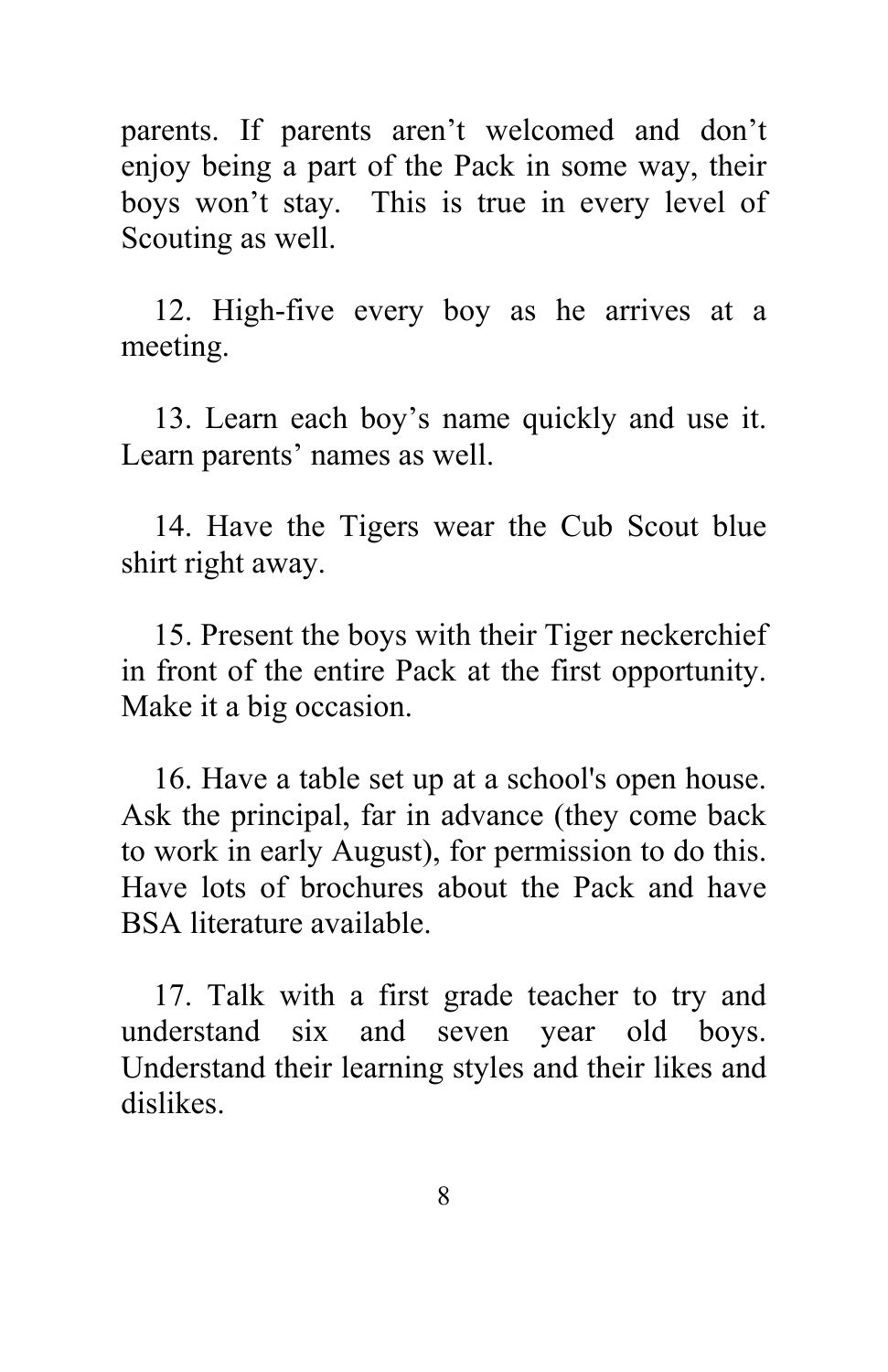parents. If parents aren't welcomed and don't enjoy being a part of the Pack in some way, their boys won't stay. This is true in every level of Scouting as well.

12. High-five every boy as he arrives at a meeting.

13. Learn each boy's name quickly and use it. Learn parents' names as well.

14. Have the Tigers wear the Cub Scout blue shirt right away.

15. Present the boys with their Tiger neckerchief in front of the entire Pack at the first opportunity. Make it a big occasion.

16. Have a table set up at a school's open house. Ask the principal, far in advance (they come back to work in early August), for permission to do this. Have lots of brochures about the Pack and have BSA literature available.

17. Talk with a first grade teacher to try and understand six and seven year old boys. Understand their learning styles and their likes and dislikes.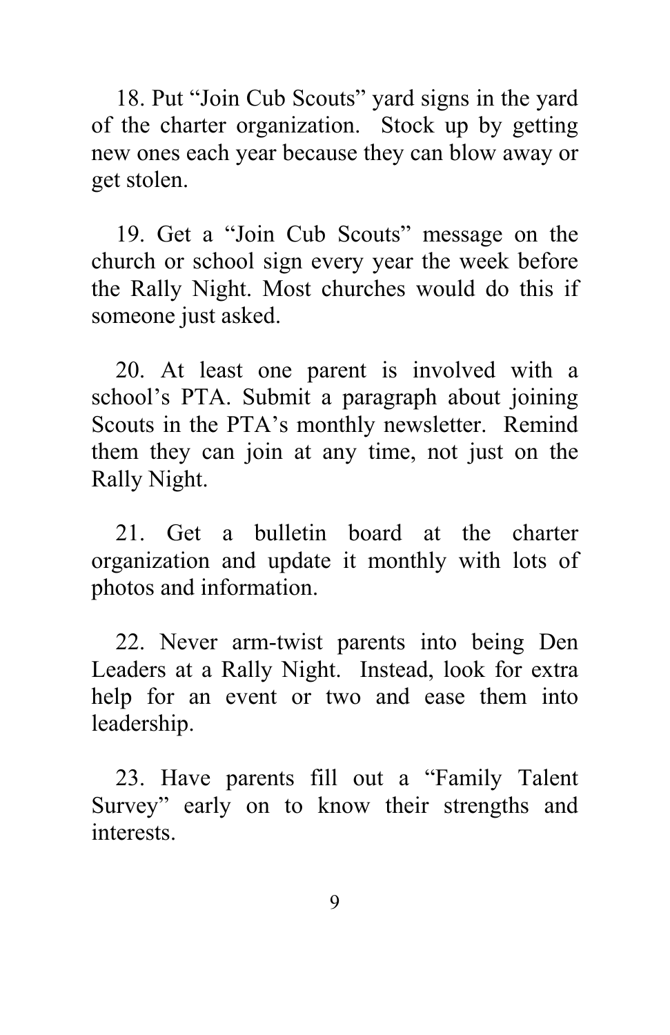18. Put "Join Cub Scouts" yard signs in the yard of the charter organization. Stock up by getting new ones each year because they can blow away or get stolen.

19. Get a "Join Cub Scouts" message on the church or school sign every year the week before the Rally Night. Most churches would do this if someone just asked.

20. At least one parent is involved with a school's PTA. Submit a paragraph about joining Scouts in the PTA's monthly newsletter. Remind them they can join at any time, not just on the Rally Night.

21. Get a bulletin board at the charter organization and update it monthly with lots of photos and information.

22. Never arm-twist parents into being Den Leaders at a Rally Night. Instead, look for extra help for an event or two and ease them into leadership.

23. Have parents fill out a "Family Talent Survey" early on to know their strengths and interests.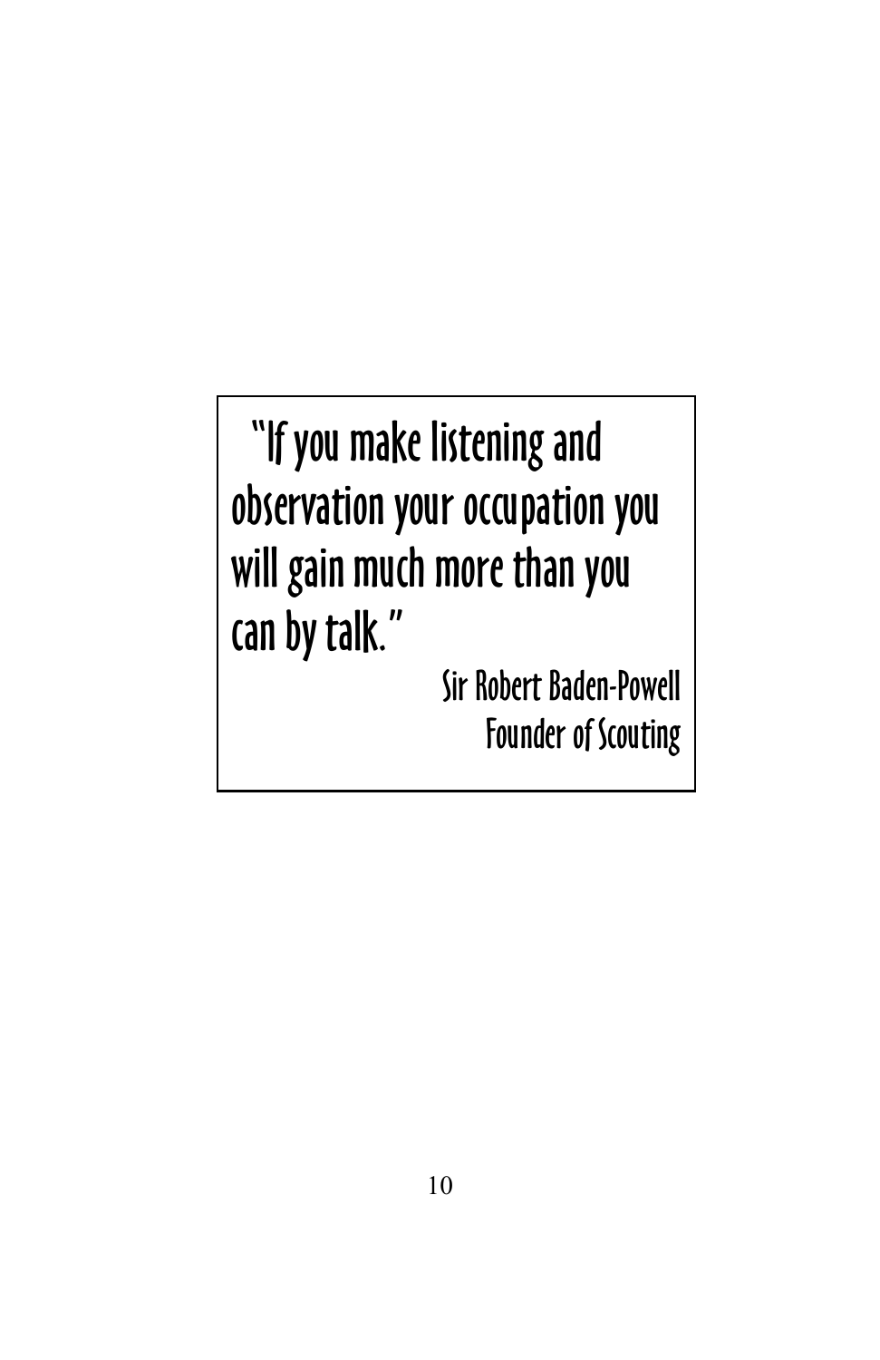"If you make listening and observation your occupation you will gain much more than you can by talk."

Sir Robert Baden-Powell
Founder of Scouting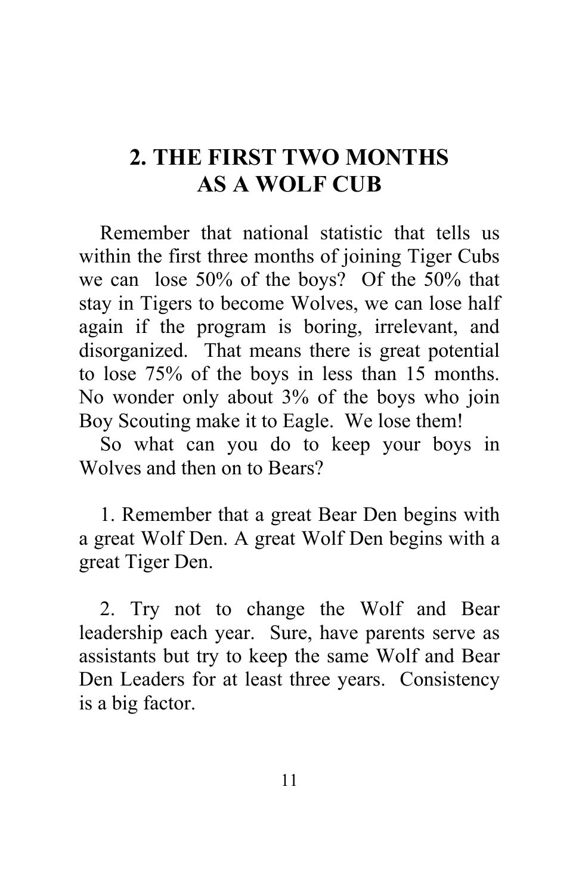## 2. THE FIRST TWO MONTHS AS A WOLF CUB

Remember that national statistic that tells us within the first three months of joining Tiger Cubs we can lose 50% of the boys? Of the 50% that stay in Tigers to become Wolves, we can lose half again if the program is boring, irrelevant, and disorganized. That means there is great potential to lose 75% of the boys in less than 15 months. No wonder only about 3% of the boys who join Boy Scouting make it to Eagle. We lose them!

So what can you do to keep your boys in Wolves and then on to Bears?

1. Remember that a great Bear Den begins with a great Wolf Den. A great Wolf Den begins with a great Tiger Den.

2. Try not to change the Wolf and Bear leadership each year. Sure, have parents serve as assistants but try to keep the same Wolf and Bear Den Leaders for at least three years. Consistency is a big factor.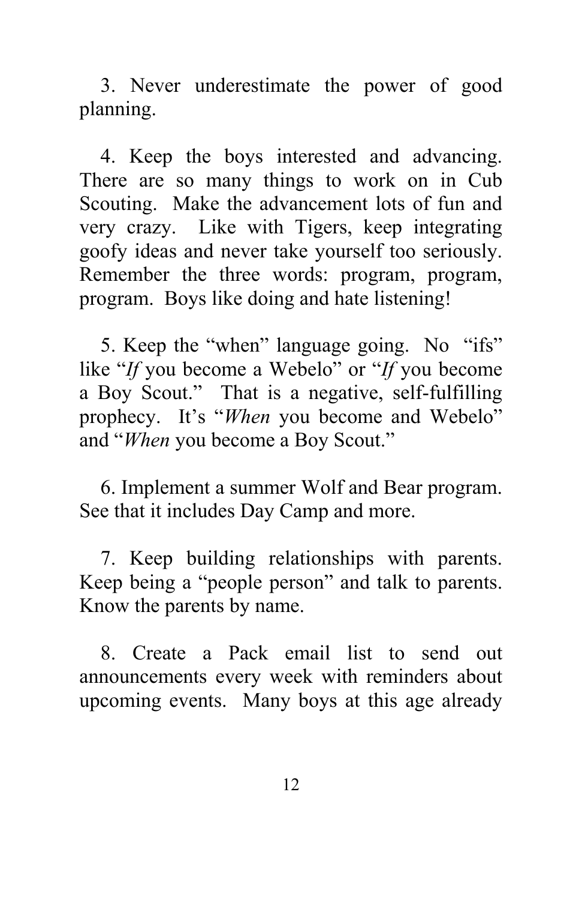3. Never underestimate the power of good planning.

4. Keep the boys interested and advancing. There are so many things to work on in Cub Scouting. Make the advancement lots of fun and very crazy. Like with Tigers, keep integrating goofy ideas and never take yourself too seriously. Remember the three words: program, program, program. Boys like doing and hate listening!

5. Keep the "when" language going. No "ifs" like "*If* you become a Webelo" or "*If* you become a Boy Scout." That is a negative, self-fulfilling prophecy. It's "*When* you become and Webelo" and "*When* you become a Boy Scout."

6. Implement a summer Wolf and Bear program. See that it includes Day Camp and more.

7. Keep building relationships with parents. Keep being a "people person" and talk to parents. Know the parents by name.

8. Create a Pack email list to send out announcements every week with reminders about upcoming events. Many boys at this age already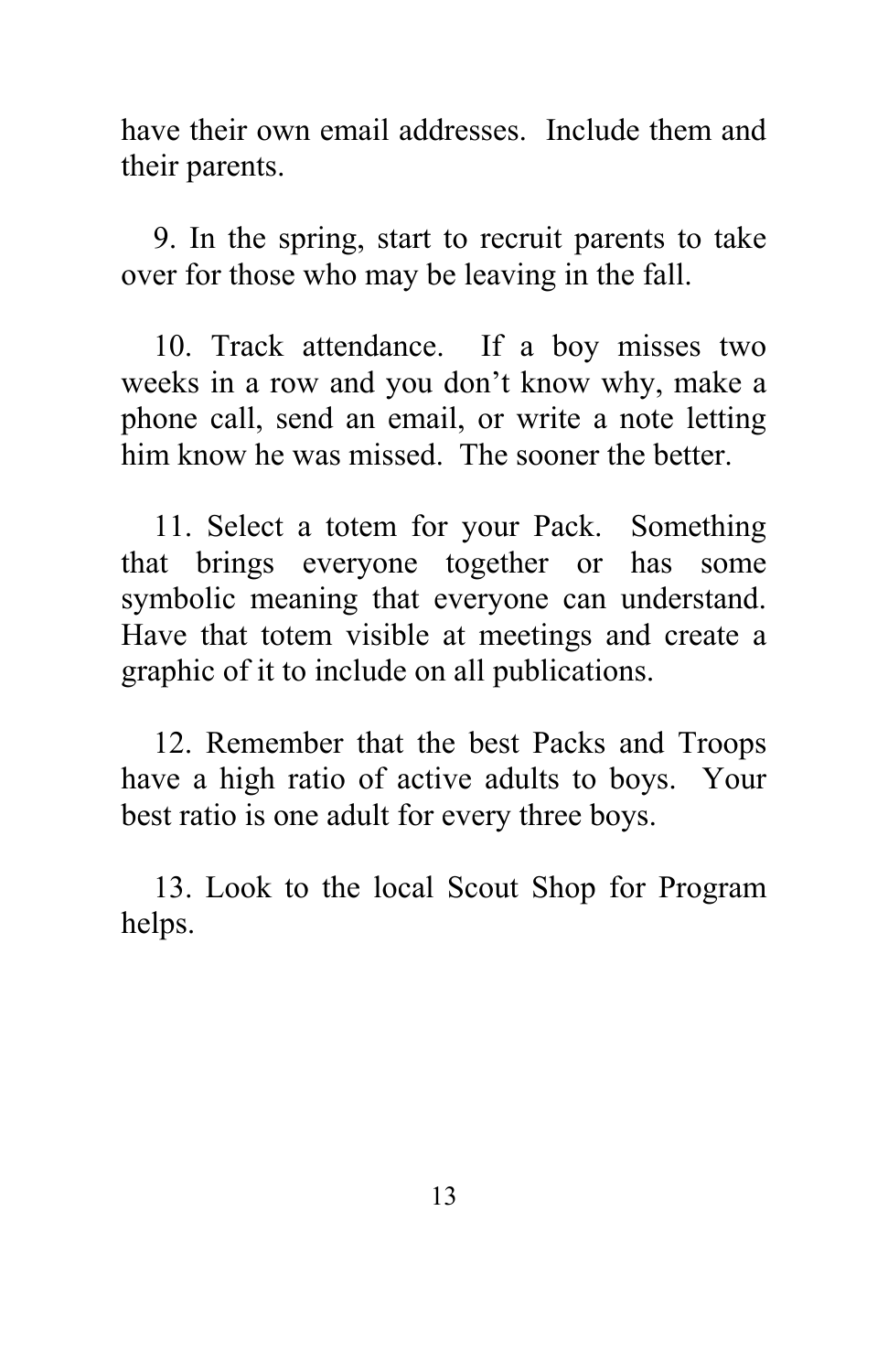have their own email addresses. Include them and their parents.

9. In the spring, start to recruit parents to take over for those who may be leaving in the fall.

10. Track attendance. If a boy misses two weeks in a row and you don't know why, make a phone call, send an email, or write a note letting him know he was missed. The sooner the better.

11. Select a totem for your Pack. Something that brings everyone together or has some symbolic meaning that everyone can understand. Have that totem visible at meetings and create a graphic of it to include on all publications.

12. Remember that the best Packs and Troops have a high ratio of active adults to boys. Your best ratio is one adult for every three boys.

13. Look to the local Scout Shop for Program helps.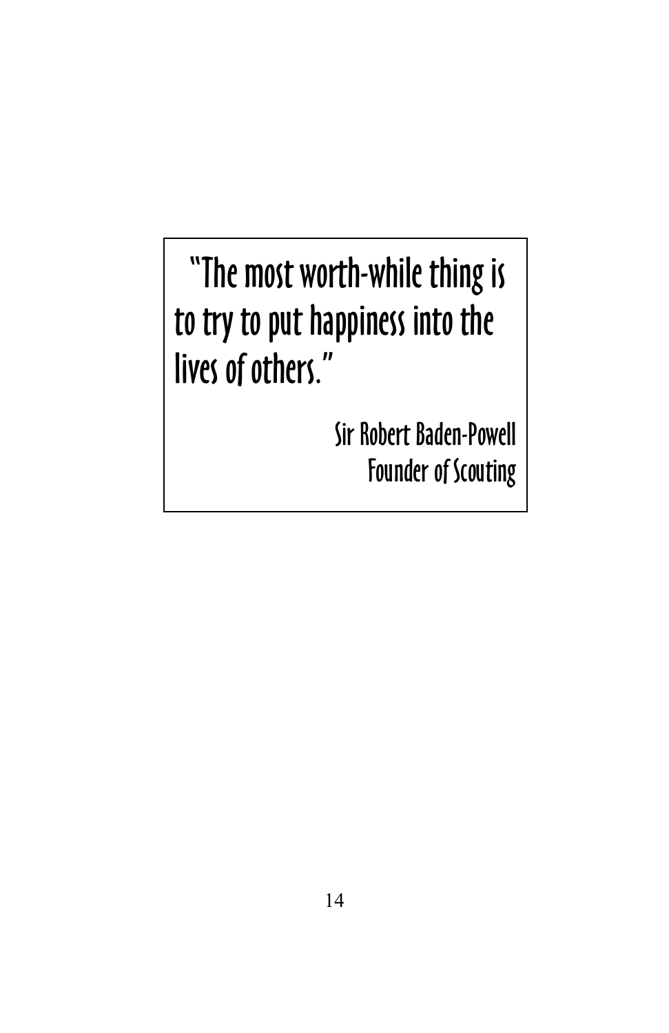"The most worth-while thing is to try to put happiness into the lives of others."

Sir Robert Baden-Powell
Founder of Scouting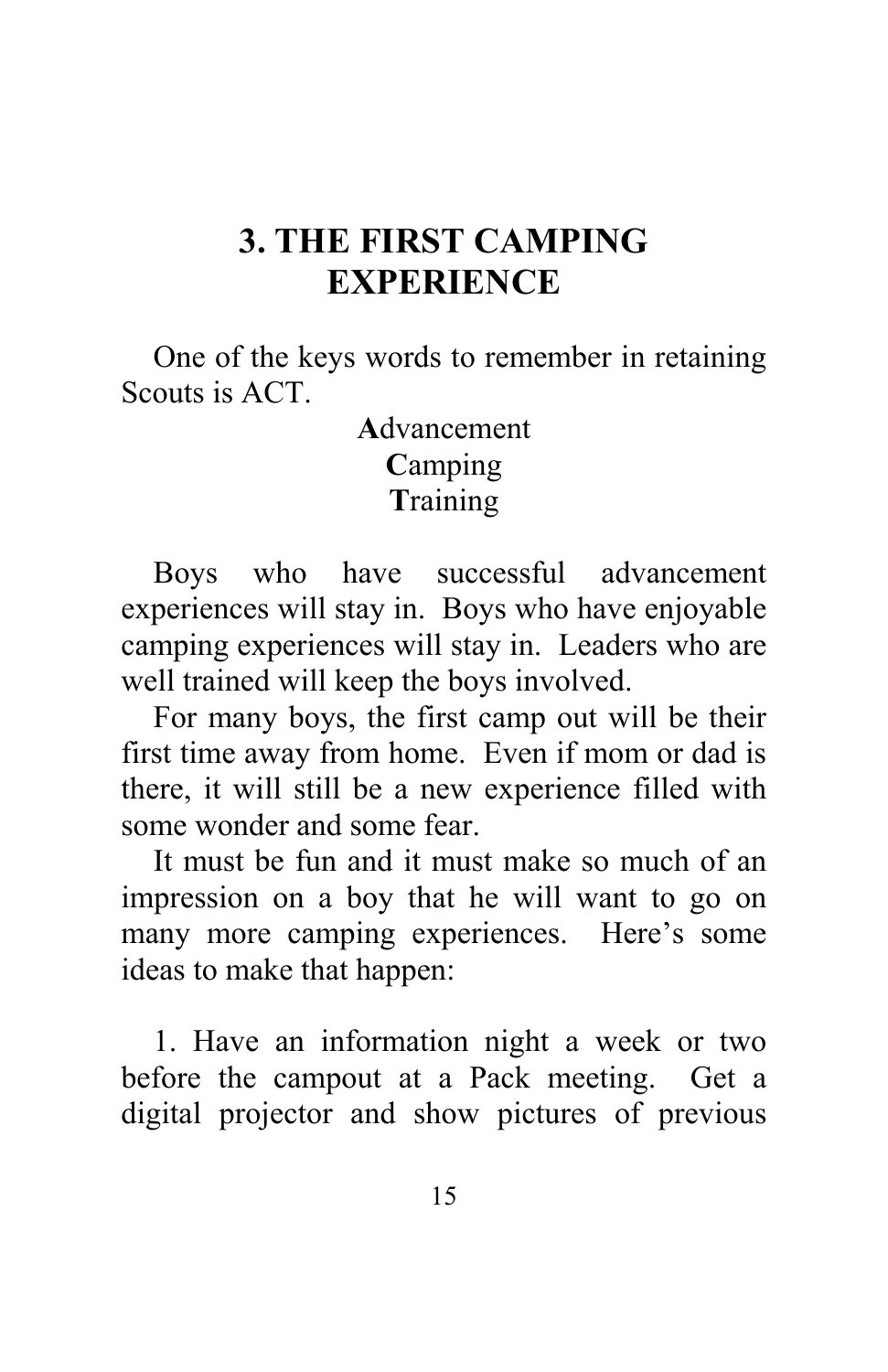# 3. THE FIRST CAMPING EXPERIENCE

One of the keys words to remember in retaining Scouts is ACT.

**A**dvancement
**C**amping
**T**raining

Boys who have successful advancement experiences will stay in. Boys who have enjoyable camping experiences will stay in. Leaders who are well trained will keep the boys involved.

For many boys, the first camp out will be their first time away from home. Even if mom or dad is there, it will still be a new experience filled with some wonder and some fear.

It must be fun and it must make so much of an impression on a boy that he will want to go on many more camping experiences. Here's some ideas to make that happen:

1. Have an information night a week or two before the campout at a Pack meeting. Get a digital projector and show pictures of previous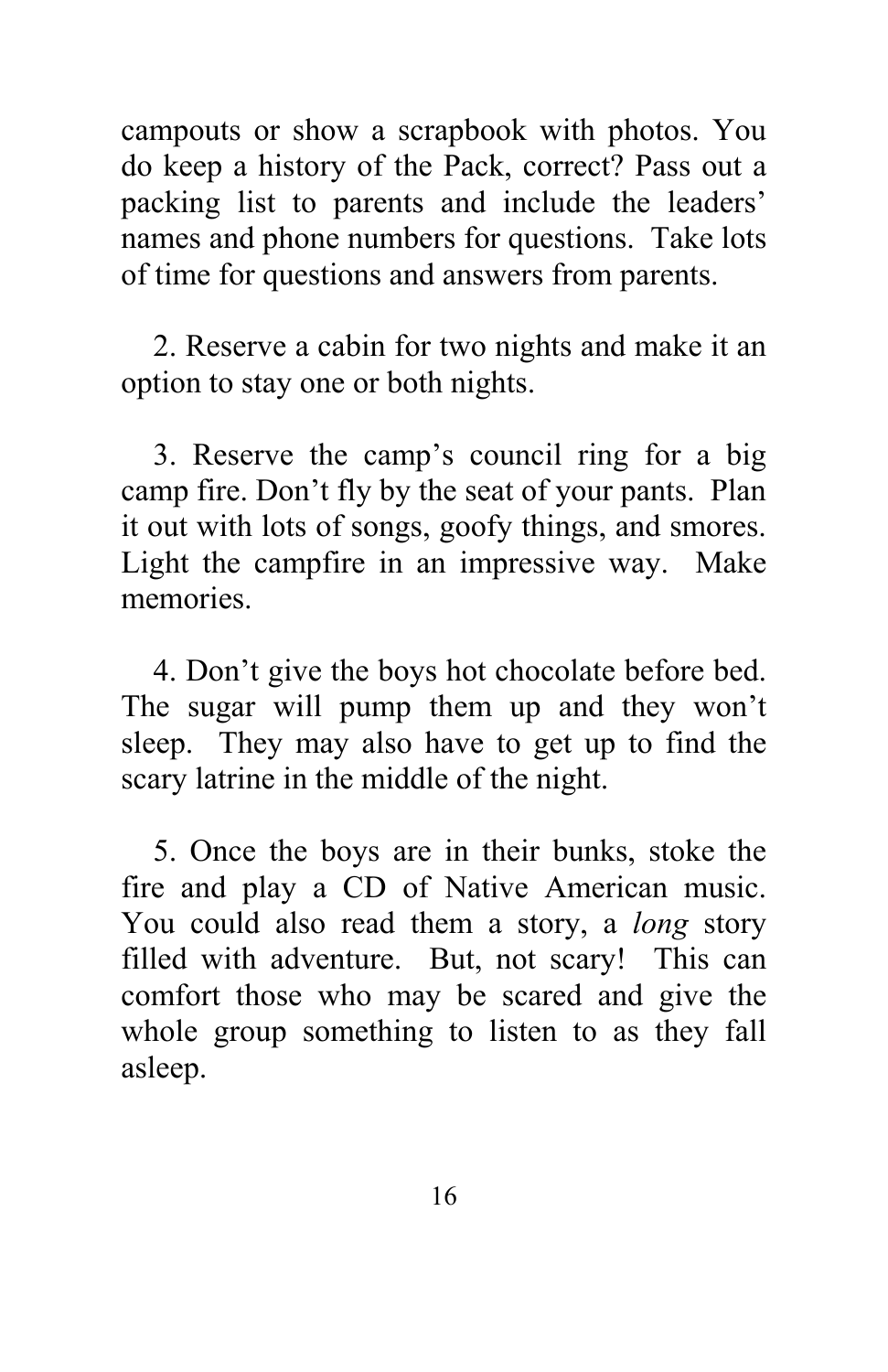campouts or show a scrapbook with photos. You do keep a history of the Pack, correct? Pass out a packing list to parents and include the leaders' names and phone numbers for questions. Take lots of time for questions and answers from parents.

2. Reserve a cabin for two nights and make it an option to stay one or both nights.

3. Reserve the camp's council ring for a big camp fire. Don't fly by the seat of your pants. Plan it out with lots of songs, goofy things, and smores. Light the campfire in an impressive way. Make memories.

4. Don't give the boys hot chocolate before bed. The sugar will pump them up and they won't sleep. They may also have to get up to find the scary latrine in the middle of the night.

5. Once the boys are in their bunks, stoke the fire and play a CD of Native American music. You could also read them a story, a *long* story filled with adventure. But, not scary! This can comfort those who may be scared and give the whole group something to listen to as they fall asleep.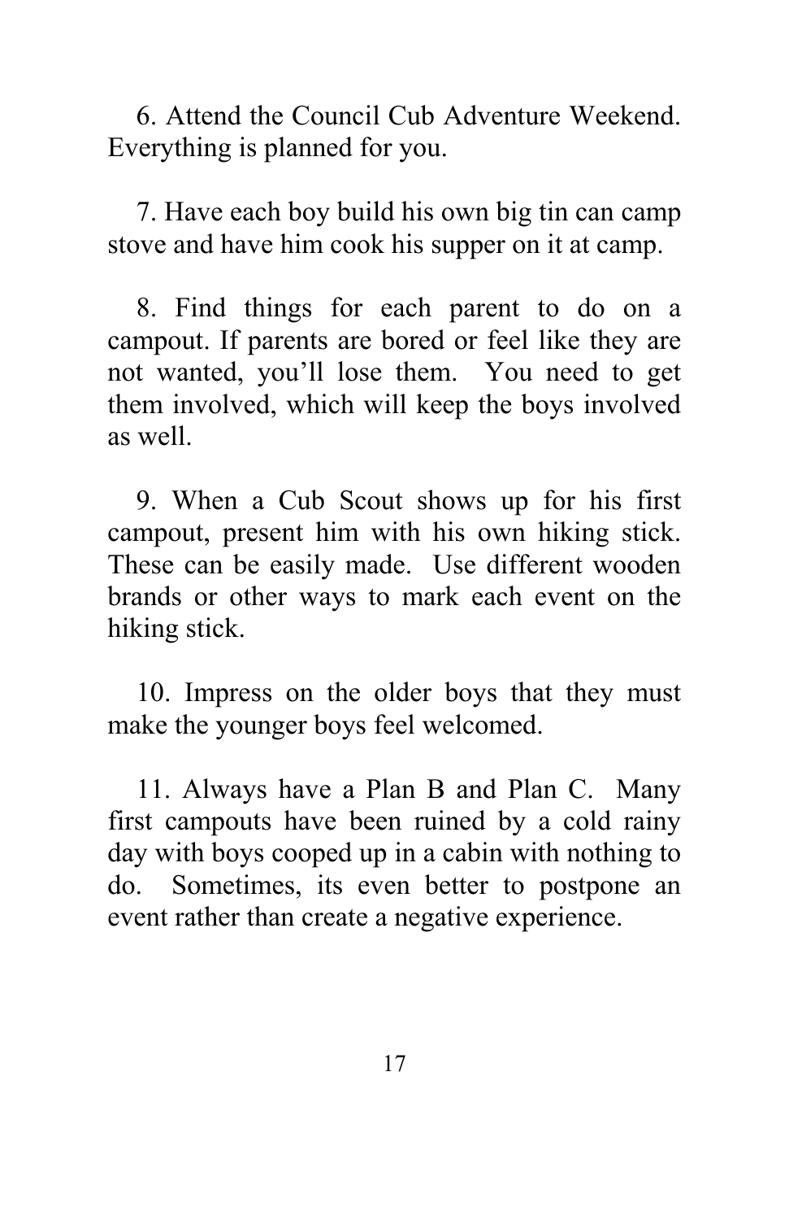6. Attend the Council Cub Adventure Weekend. Everything is planned for you.

7. Have each boy build his own big tin can camp stove and have him cook his supper on it at camp.

8. Find things for each parent to do on a campout. If parents are bored or feel like they are not wanted, you'll lose them. You need to get them involved, which will keep the boys involved as well.

9. When a Cub Scout shows up for his first campout, present him with his own hiking stick. These can be easily made. Use different wooden brands or other ways to mark each event on the hiking stick.

10. Impress on the older boys that they must make the younger boys feel welcomed.

11. Always have a Plan B and Plan C. Many first campouts have been ruined by a cold rainy day with boys cooped up in a cabin with nothing to do. Sometimes, its even better to postpone an event rather than create a negative experience.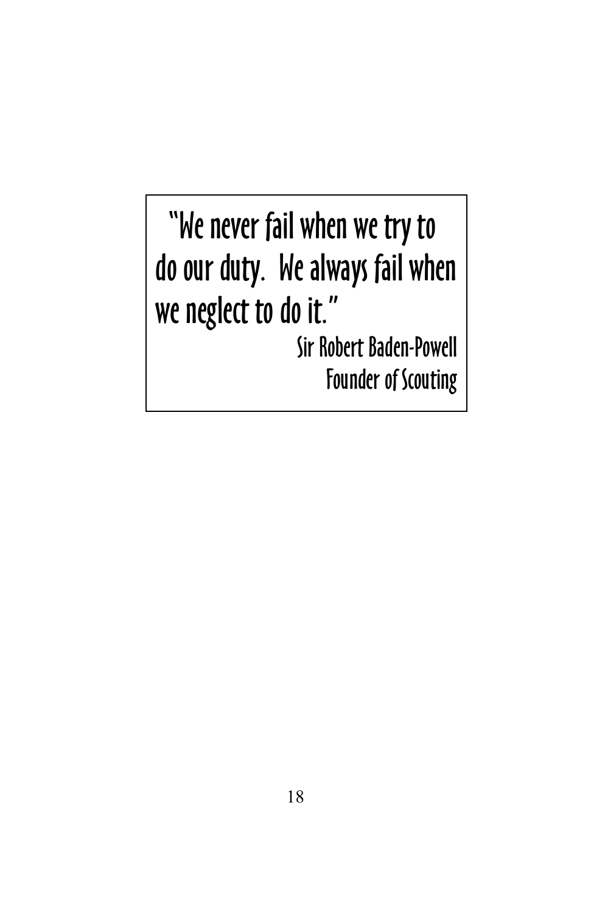"We never fail when we try to do our duty. We always fail when we neglect to do it."

Sir Robert Baden-Powell
Founder of Scouting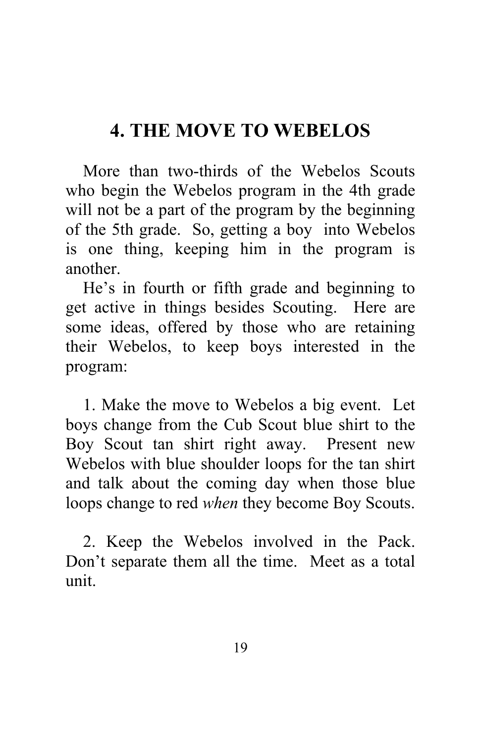# 4. THE MOVE TO WEBELOS

More than two-thirds of the Webelos Scouts who begin the Webelos program in the 4th grade will not be a part of the program by the beginning of the 5th grade. So, getting a boy into Webelos is one thing, keeping him in the program is another.

He's in fourth or fifth grade and beginning to get active in things besides Scouting. Here are some ideas, offered by those who are retaining their Webelos, to keep boys interested in the program:

1. Make the move to Webelos a big event. Let boys change from the Cub Scout blue shirt to the Boy Scout tan shirt right away. Present new Webelos with blue shoulder loops for the tan shirt and talk about the coming day when those blue loops change to red *when* they become Boy Scouts.

2. Keep the Webelos involved in the Pack. Don't separate them all the time. Meet as a total unit.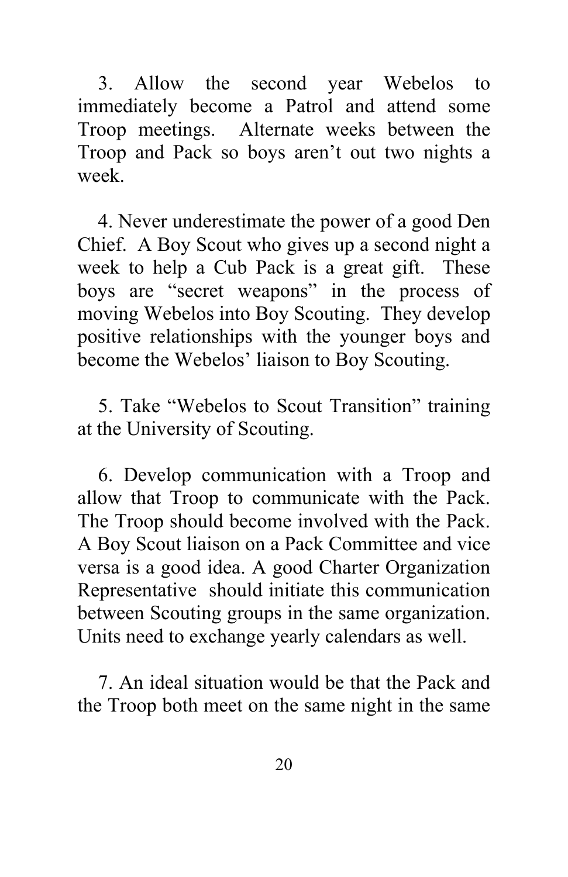3. Allow the second year Webelos to immediately become a Patrol and attend some Troop meetings. Alternate weeks between the Troop and Pack so boys aren't out two nights a week.

4. Never underestimate the power of a good Den Chief. A Boy Scout who gives up a second night a week to help a Cub Pack is a great gift. These boys are "secret weapons" in the process of moving Webelos into Boy Scouting. They develop positive relationships with the younger boys and become the Webelos' liaison to Boy Scouting.

5. Take "Webelos to Scout Transition" training at the University of Scouting.

6. Develop communication with a Troop and allow that Troop to communicate with the Pack. The Troop should become involved with the Pack. A Boy Scout liaison on a Pack Committee and vice versa is a good idea. A good Charter Organization Representative should initiate this communication between Scouting groups in the same organization. Units need to exchange yearly calendars as well.

7. An ideal situation would be that the Pack and the Troop both meet on the same night in the same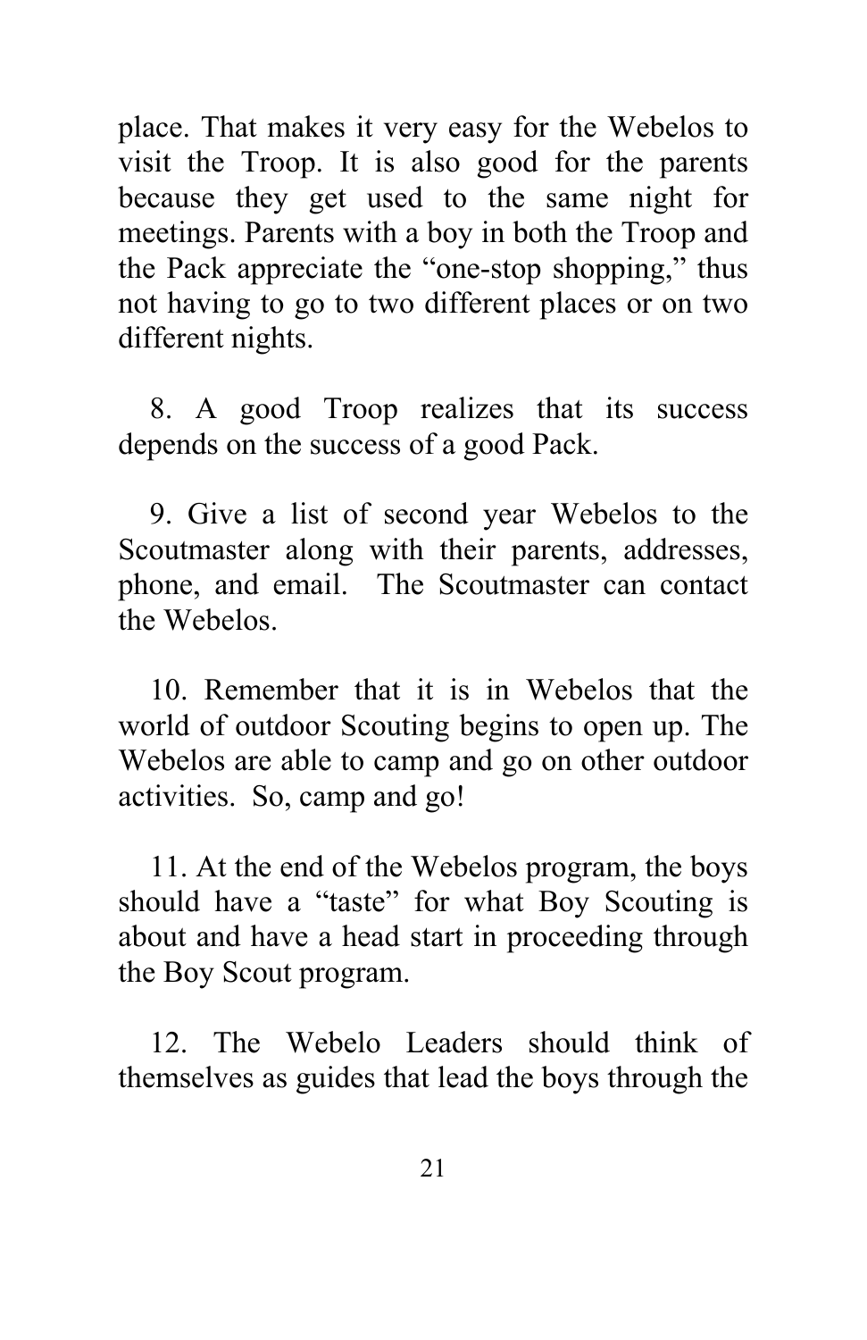place. That makes it very easy for the Webelos to visit the Troop. It is also good for the parents because they get used to the same night for meetings. Parents with a boy in both the Troop and the Pack appreciate the "one-stop shopping," thus not having to go to two different places or on two different nights.

8. A good Troop realizes that its success depends on the success of a good Pack.

9. Give a list of second year Webelos to the Scoutmaster along with their parents, addresses, phone, and email. The Scoutmaster can contact the Webelos.

10. Remember that it is in Webelos that the world of outdoor Scouting begins to open up. The Webelos are able to camp and go on other outdoor activities. So, camp and go!

11. At the end of the Webelos program, the boys should have a "taste" for what Boy Scouting is about and have a head start in proceeding through the Boy Scout program.

12. The Webelo Leaders should think of themselves as guides that lead the boys through the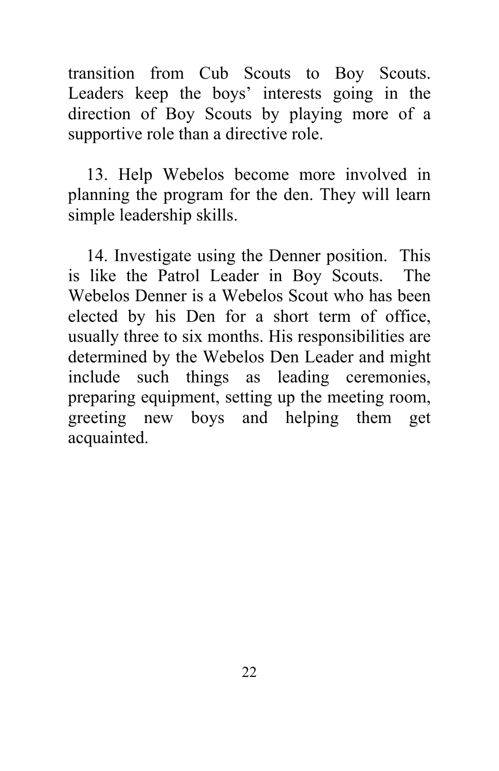transition from Cub Scouts to Boy Scouts. Leaders keep the boys' interests going in the direction of Boy Scouts by playing more of a supportive role than a directive role.

13. Help Webelos become more involved in planning the program for the den. They will learn simple leadership skills.

14. Investigate using the Denner position. This is like the Patrol Leader in Boy Scouts. The Webelos Denner is a Webelos Scout who has been elected by his Den for a short term of office, usually three to six months. His responsibilities are determined by the Webelos Den Leader and might include such things as leading ceremonies, preparing equipment, setting up the meeting room, greeting new boys and helping them get acquainted.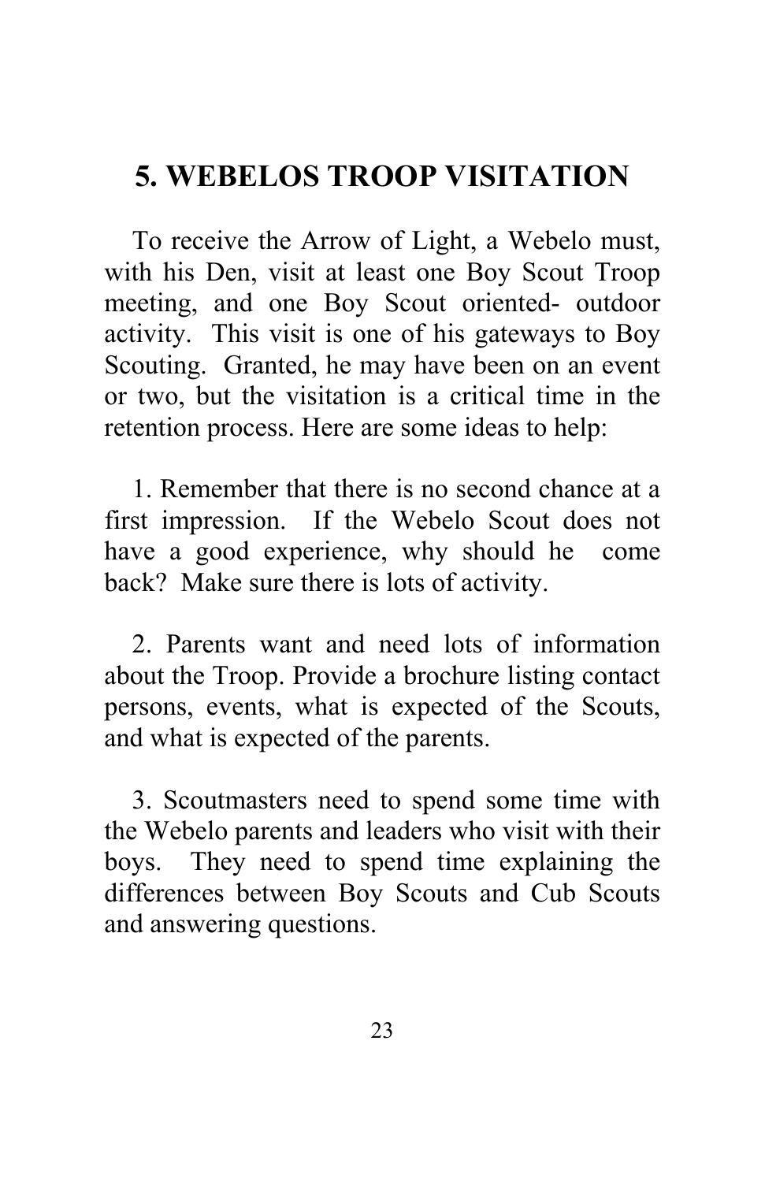## 5. WEBELOS TROOP VISITATION

To receive the Arrow of Light, a Webelo must, with his Den, visit at least one Boy Scout Troop meeting, and one Boy Scout oriented- outdoor activity. This visit is one of his gateways to Boy Scouting. Granted, he may have been on an event or two, but the visitation is a critical time in the retention process. Here are some ideas to help:

1. Remember that there is no second chance at a first impression. If the Webelo Scout does not have a good experience, why should he come back? Make sure there is lots of activity.

2. Parents want and need lots of information about the Troop. Provide a brochure listing contact persons, events, what is expected of the Scouts, and what is expected of the parents.

3. Scoutmasters need to spend some time with the Webelo parents and leaders who visit with their boys. They need to spend time explaining the differences between Boy Scouts and Cub Scouts and answering questions.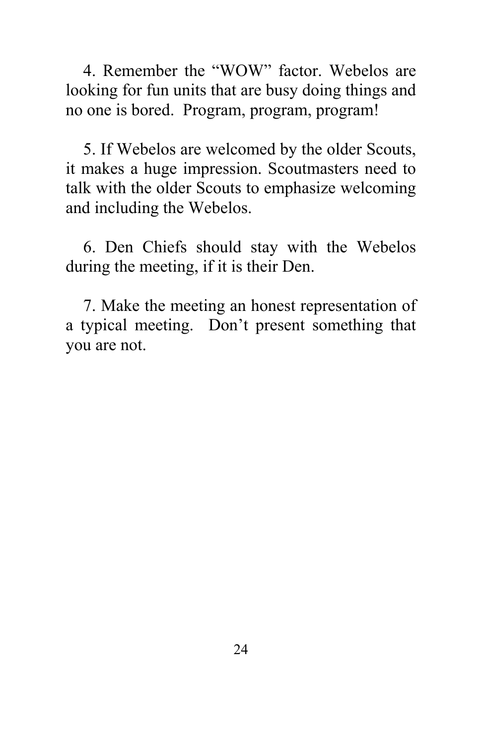4. Remember the “WOW” factor. Webelos are looking for fun units that are busy doing things and no one is bored. Program, program, program!

5. If Webelos are welcomed by the older Scouts, it makes a huge impression. Scoutmasters need to talk with the older Scouts to emphasize welcoming and including the Webelos.

6. Den Chiefs should stay with the Webelos during the meeting, if it is their Den.

7. Make the meeting an honest representation of a typical meeting. Don’t present something that you are not.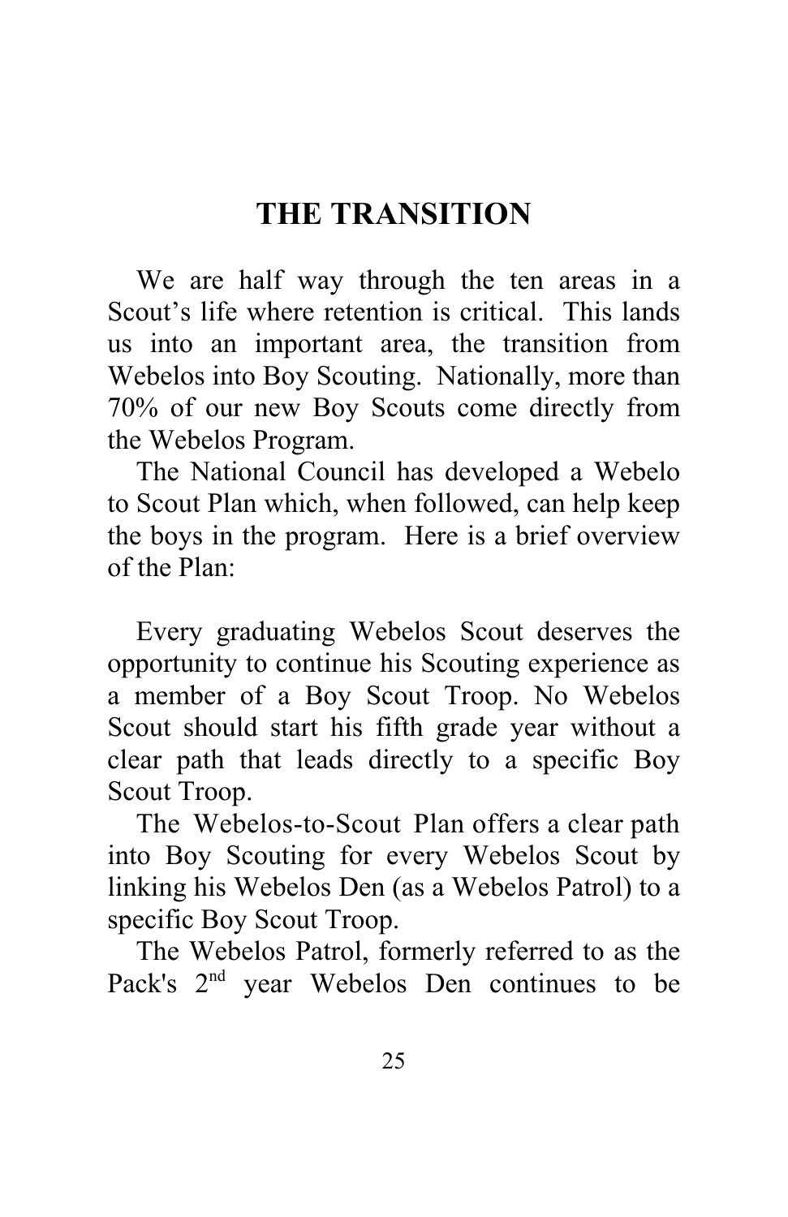# THE TRANSITION

We are half way through the ten areas in a Scout's life where retention is critical. This lands us into an important area, the transition from Webelos into Boy Scouting. Nationally, more than 70% of our new Boy Scouts come directly from the Webelos Program.

The National Council has developed a Webelo to Scout Plan which, when followed, can help keep the boys in the program. Here is a brief overview of the Plan:

Every graduating Webelos Scout deserves the opportunity to continue his Scouting experience as a member of a Boy Scout Troop. No Webelos Scout should start his fifth grade year without a clear path that leads directly to a specific Boy Scout Troop.

The Webelos-to-Scout Plan offers a clear path into Boy Scouting for every Webelos Scout by linking his Webelos Den (as a Webelos Patrol) to a specific Boy Scout Troop.

The Webelos Patrol, formerly referred to as the Pack's 2nd year Webelos Den continues to be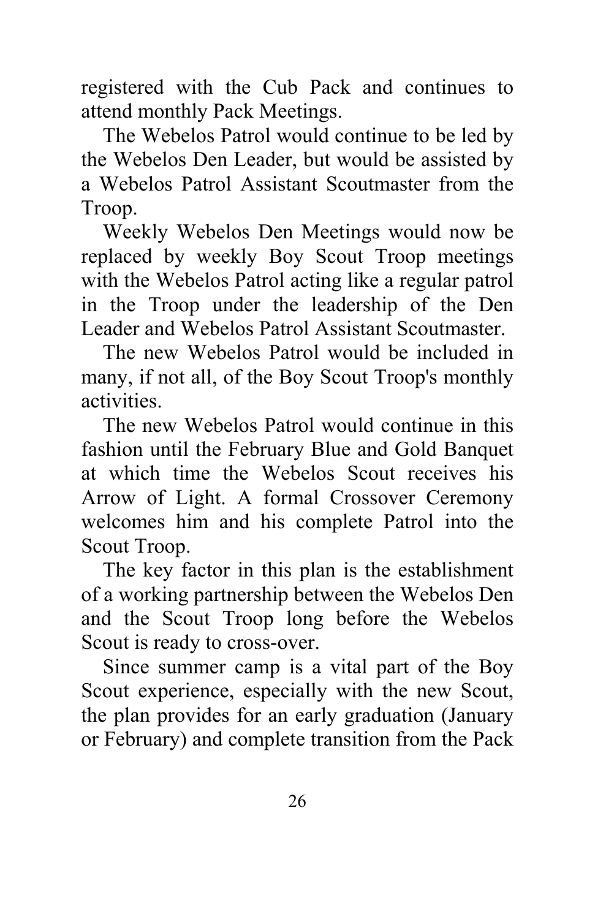registered with the Cub Pack and continues to attend monthly Pack Meetings.

The Webelos Patrol would continue to be led by the Webelos Den Leader, but would be assisted by a Webelos Patrol Assistant Scoutmaster from the Troop.

Weekly Webelos Den Meetings would now be replaced by weekly Boy Scout Troop meetings with the Webelos Patrol acting like a regular patrol in the Troop under the leadership of the Den Leader and Webelos Patrol Assistant Scoutmaster.

The new Webelos Patrol would be included in many, if not all, of the Boy Scout Troop's monthly activities.

The new Webelos Patrol would continue in this fashion until the February Blue and Gold Banquet at which time the Webelos Scout receives his Arrow of Light. A formal Crossover Ceremony welcomes him and his complete Patrol into the Scout Troop.

The key factor in this plan is the establishment of a working partnership between the Webelos Den and the Scout Troop long before the Webelos Scout is ready to cross-over.

Since summer camp is a vital part of the Boy Scout experience, especially with the new Scout, the plan provides for an early graduation (January or February) and complete transition from the Pack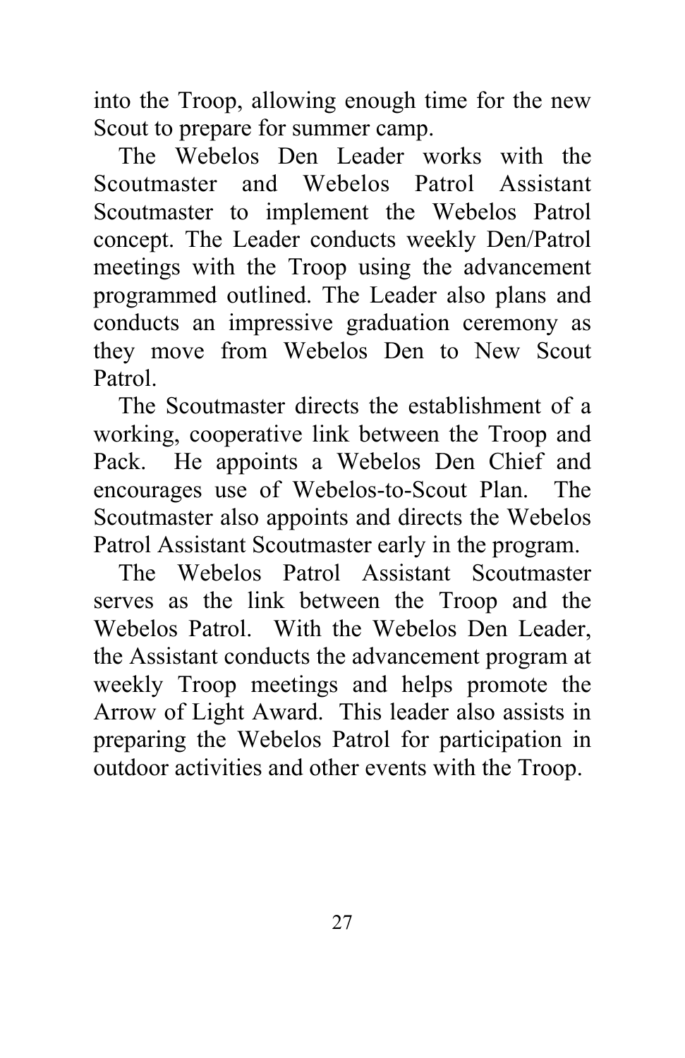into the Troop, allowing enough time for the new Scout to prepare for summer camp.

The Webelos Den Leader works with the Scoutmaster and Webelos Patrol Assistant Scoutmaster to implement the Webelos Patrol concept. The Leader conducts weekly Den/Patrol meetings with the Troop using the advancement programmed outlined. The Leader also plans and conducts an impressive graduation ceremony as they move from Webelos Den to New Scout Patrol.

The Scoutmaster directs the establishment of a working, cooperative link between the Troop and Pack. He appoints a Webelos Den Chief and encourages use of Webelos-to-Scout Plan. The Scoutmaster also appoints and directs the Webelos Patrol Assistant Scoutmaster early in the program.

The Webelos Patrol Assistant Scoutmaster serves as the link between the Troop and the Webelos Patrol. With the Webelos Den Leader, the Assistant conducts the advancement program at weekly Troop meetings and helps promote the Arrow of Light Award. This leader also assists in preparing the Webelos Patrol for participation in outdoor activities and other events with the Troop.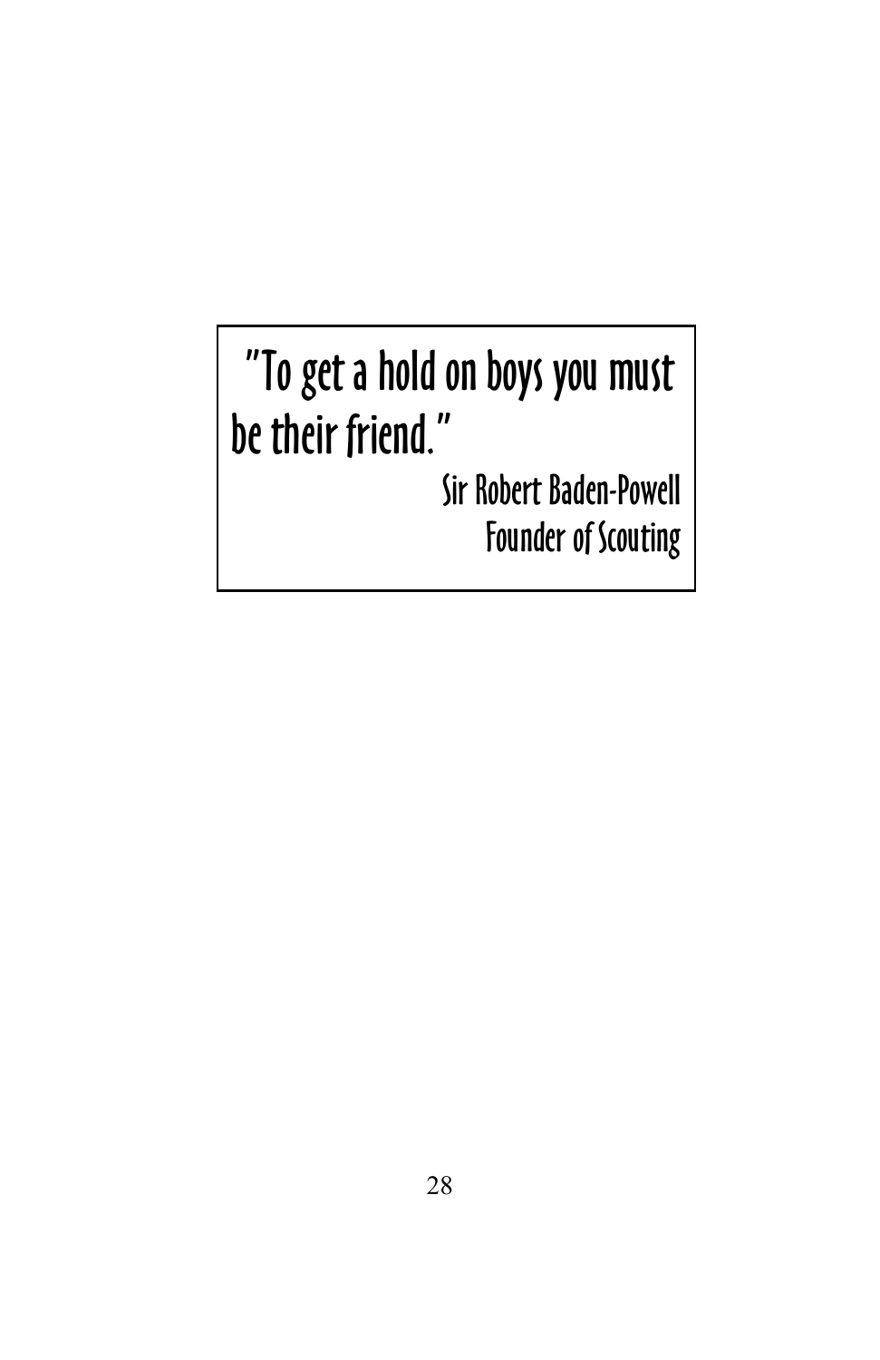"To get a hold on boys you must be their friend."

Sir Robert Baden-Powell
Founder of Scouting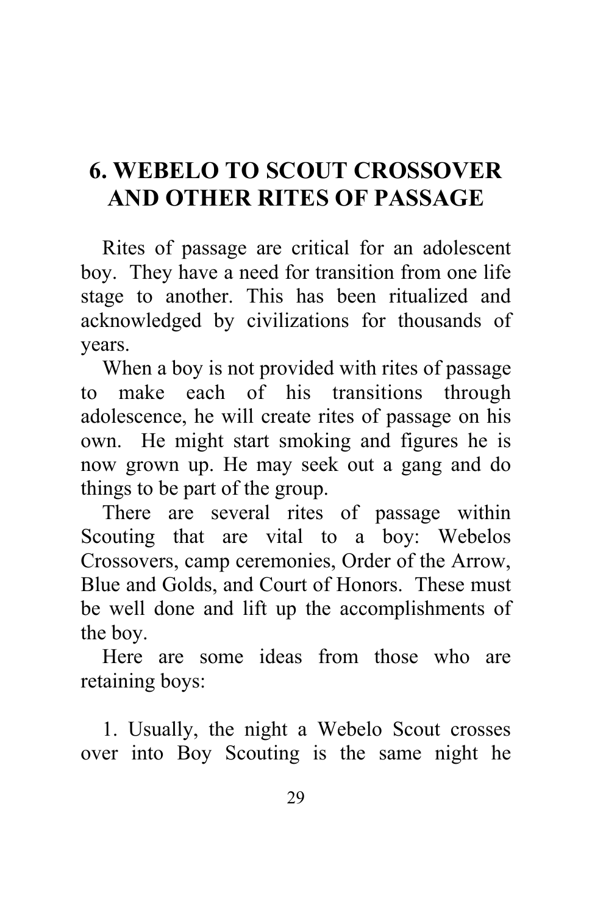# 6. WEBELO TO SCOUT CROSSOVER AND OTHER RITES OF PASSAGE

Rites of passage are critical for an adolescent boy. They have a need for transition from one life stage to another. This has been ritualized and acknowledged by civilizations for thousands of years.

When a boy is not provided with rites of passage to make each of his transitions through adolescence, he will create rites of passage on his own. He might start smoking and figures he is now grown up. He may seek out a gang and do things to be part of the group.

There are several rites of passage within Scouting that are vital to a boy: Webelos Crossovers, camp ceremonies, Order of the Arrow, Blue and Golds, and Court of Honors. These must be well done and lift up the accomplishments of the boy.

Here are some ideas from those who are retaining boys:

1. Usually, the night a Webelo Scout crosses over into Boy Scouting is the same night he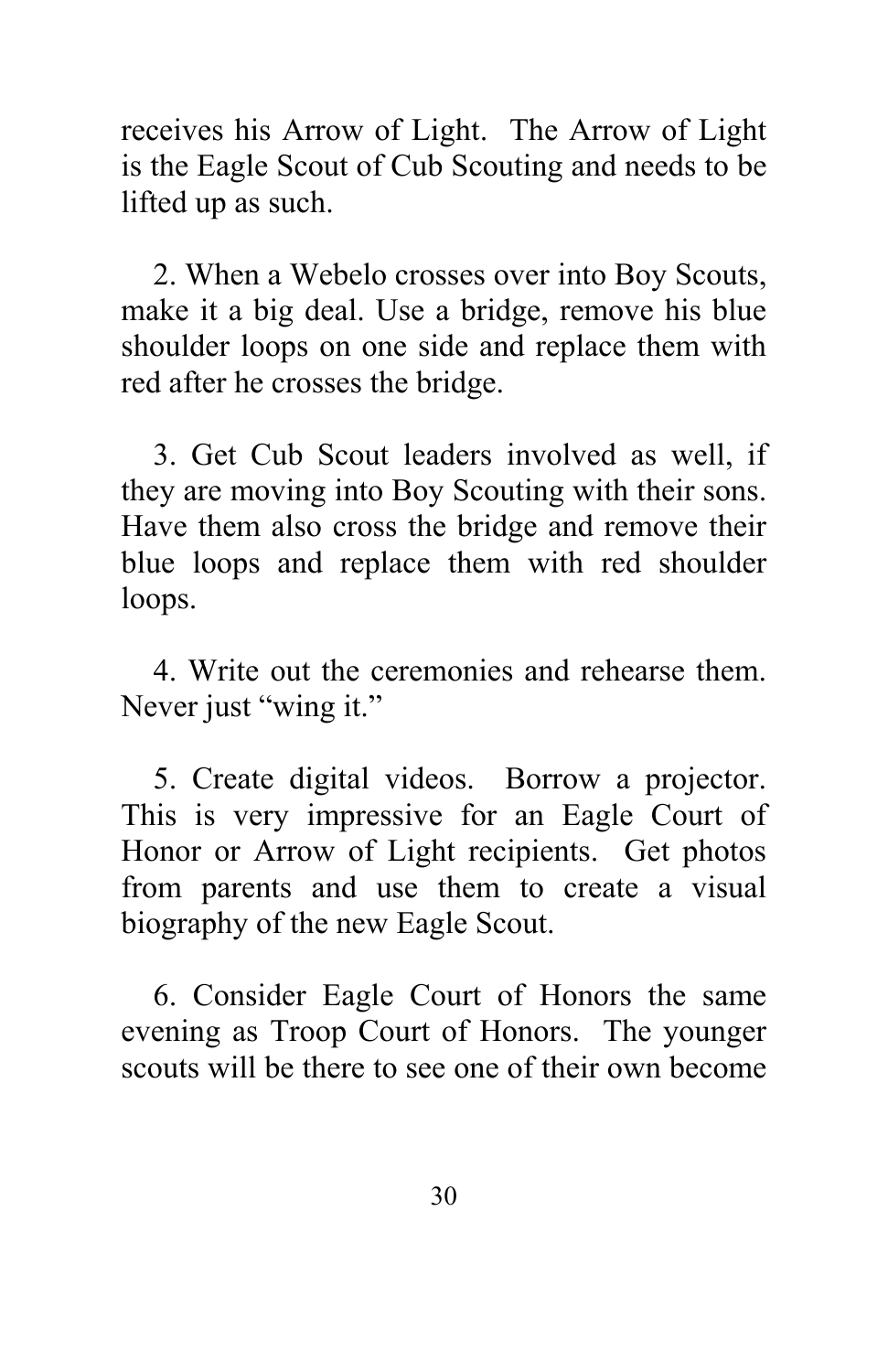receives his Arrow of Light. The Arrow of Light is the Eagle Scout of Cub Scouting and needs to be lifted up as such.

2. When a Webelo crosses over into Boy Scouts, make it a big deal. Use a bridge, remove his blue shoulder loops on one side and replace them with red after he crosses the bridge.

3. Get Cub Scout leaders involved as well, if they are moving into Boy Scouting with their sons. Have them also cross the bridge and remove their blue loops and replace them with red shoulder loops.

4. Write out the ceremonies and rehearse them. Never just "wing it."

5. Create digital videos. Borrow a projector. This is very impressive for an Eagle Court of Honor or Arrow of Light recipients. Get photos from parents and use them to create a visual biography of the new Eagle Scout.

6. Consider Eagle Court of Honors the same evening as Troop Court of Honors. The younger scouts will be there to see one of their own become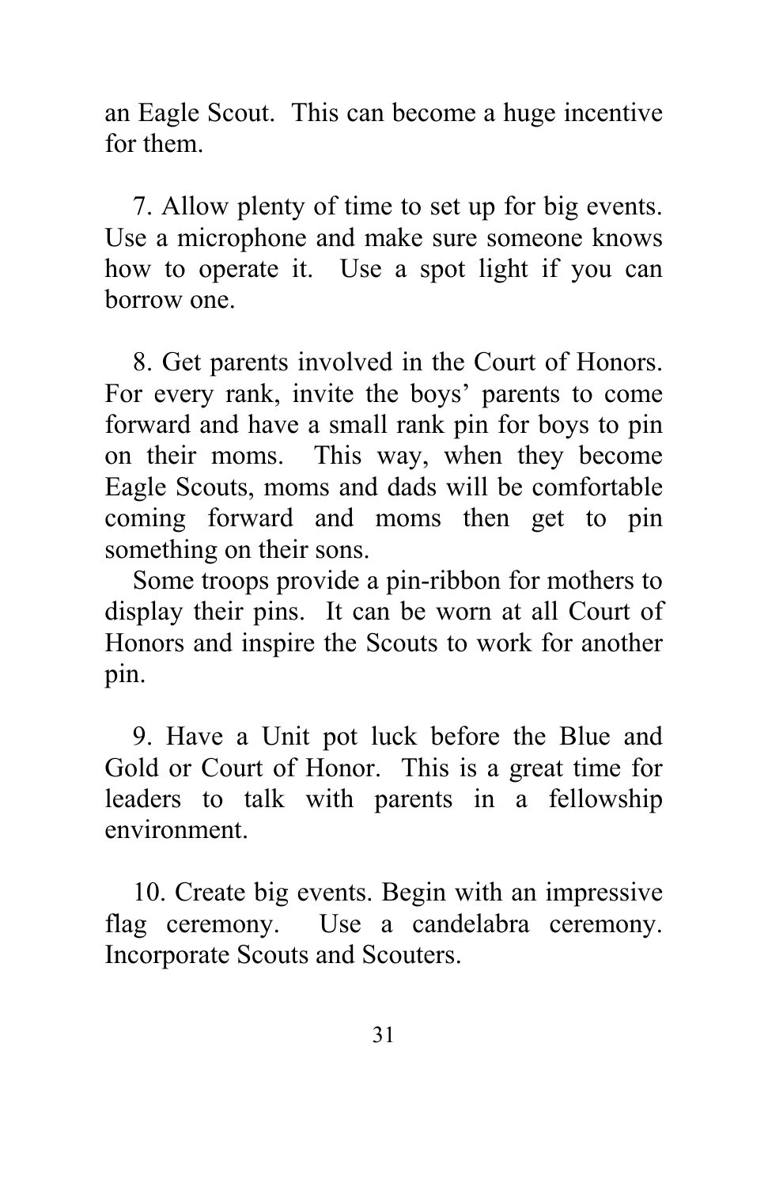an Eagle Scout. This can become a huge incentive for them.

7. Allow plenty of time to set up for big events. Use a microphone and make sure someone knows how to operate it. Use a spot light if you can borrow one.

8. Get parents involved in the Court of Honors. For every rank, invite the boys' parents to come forward and have a small rank pin for boys to pin on their moms. This way, when they become Eagle Scouts, moms and dads will be comfortable coming forward and moms then get to pin something on their sons.

Some troops provide a pin-ribbon for mothers to display their pins. It can be worn at all Court of Honors and inspire the Scouts to work for another pin.

9. Have a Unit pot luck before the Blue and Gold or Court of Honor. This is a great time for leaders to talk with parents in a fellowship environment.

10. Create big events. Begin with an impressive flag ceremony. Use a candelabra ceremony. Incorporate Scouts and Scouters.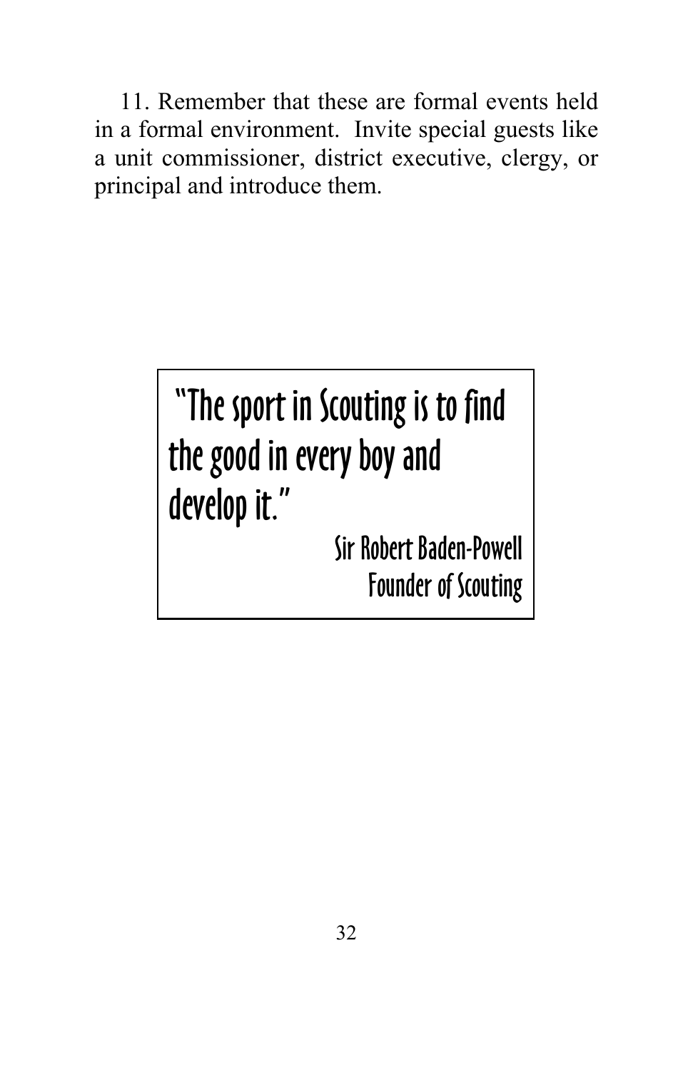11. Remember that these are formal events held in a formal environment. Invite special guests like a unit commissioner, district executive, clergy, or principal and introduce them.

> "The sport in Scouting is to find the good in every boy and develop it."
>
> Sir Robert Baden-Powell
> Founder of Scouting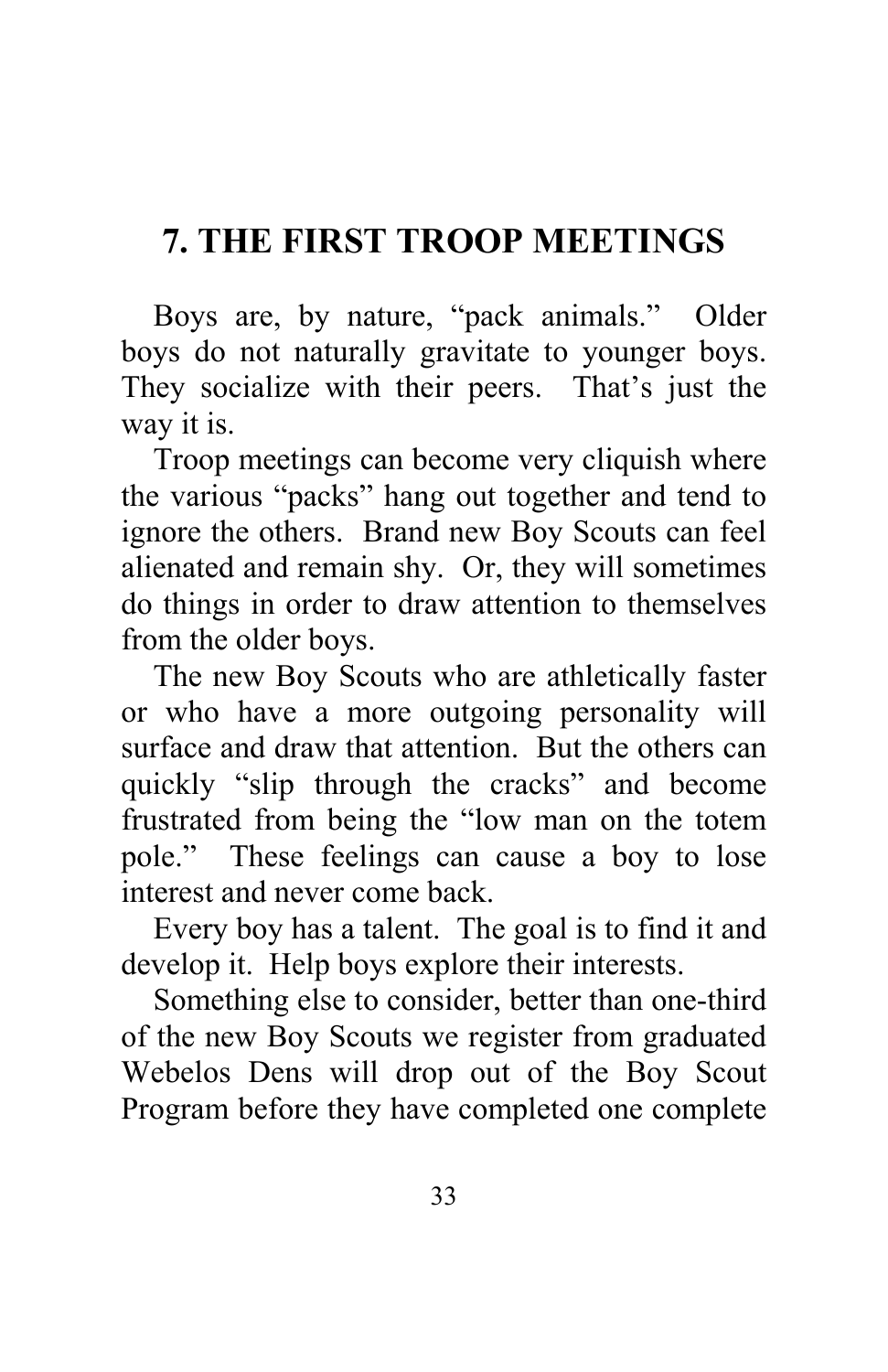# 7. THE FIRST TROOP MEETINGS

Boys are, by nature, "pack animals." Older boys do not naturally gravitate to younger boys. They socialize with their peers. That's just the way it is.

Troop meetings can become very cliquish where the various "packs" hang out together and tend to ignore the others. Brand new Boy Scouts can feel alienated and remain shy. Or, they will sometimes do things in order to draw attention to themselves from the older boys.

The new Boy Scouts who are athletically faster or who have a more outgoing personality will surface and draw that attention. But the others can quickly "slip through the cracks" and become frustrated from being the "low man on the totem pole." These feelings can cause a boy to lose interest and never come back.

Every boy has a talent. The goal is to find it and develop it. Help boys explore their interests.

Something else to consider, better than one-third of the new Boy Scouts we register from graduated Webelos Dens will drop out of the Boy Scout Program before they have completed one complete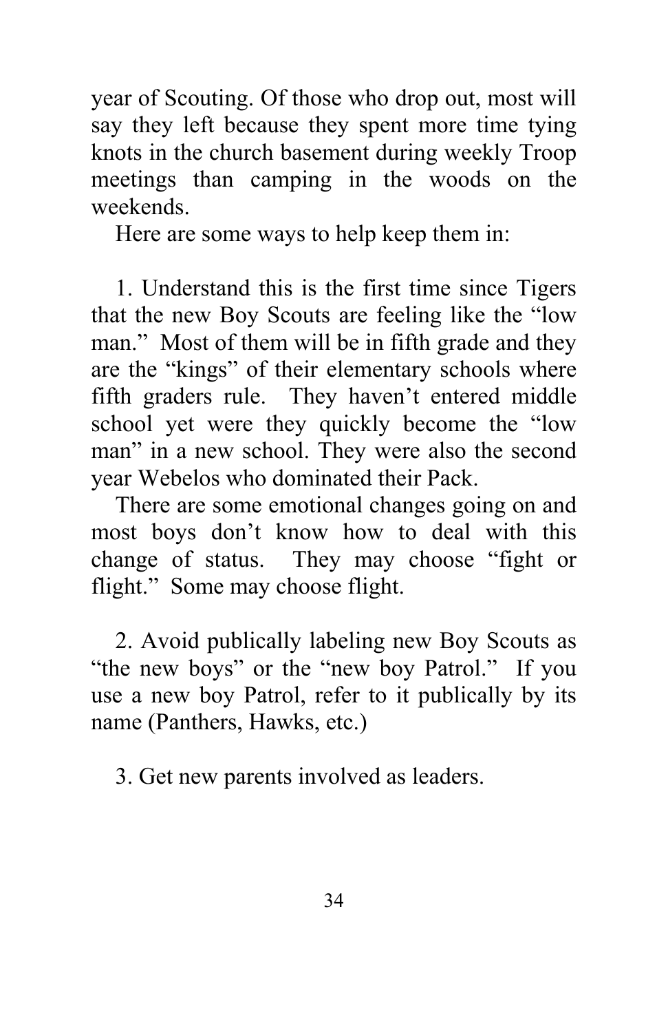year of Scouting. Of those who drop out, most will say they left because they spent more time tying knots in the church basement during weekly Troop meetings than camping in the woods on the weekends.

Here are some ways to help keep them in:

1. Understand this is the first time since Tigers that the new Boy Scouts are feeling like the "low man." Most of them will be in fifth grade and they are the "kings" of their elementary schools where fifth graders rule. They haven't entered middle school yet were they quickly become the "low man" in a new school. They were also the second year Webelos who dominated their Pack.

There are some emotional changes going on and most boys don't know how to deal with this change of status. They may choose "fight or flight." Some may choose flight.

2. Avoid publically labeling new Boy Scouts as "the new boys" or the "new boy Patrol." If you use a new boy Patrol, refer to it publically by its name (Panthers, Hawks, etc.)

3. Get new parents involved as leaders.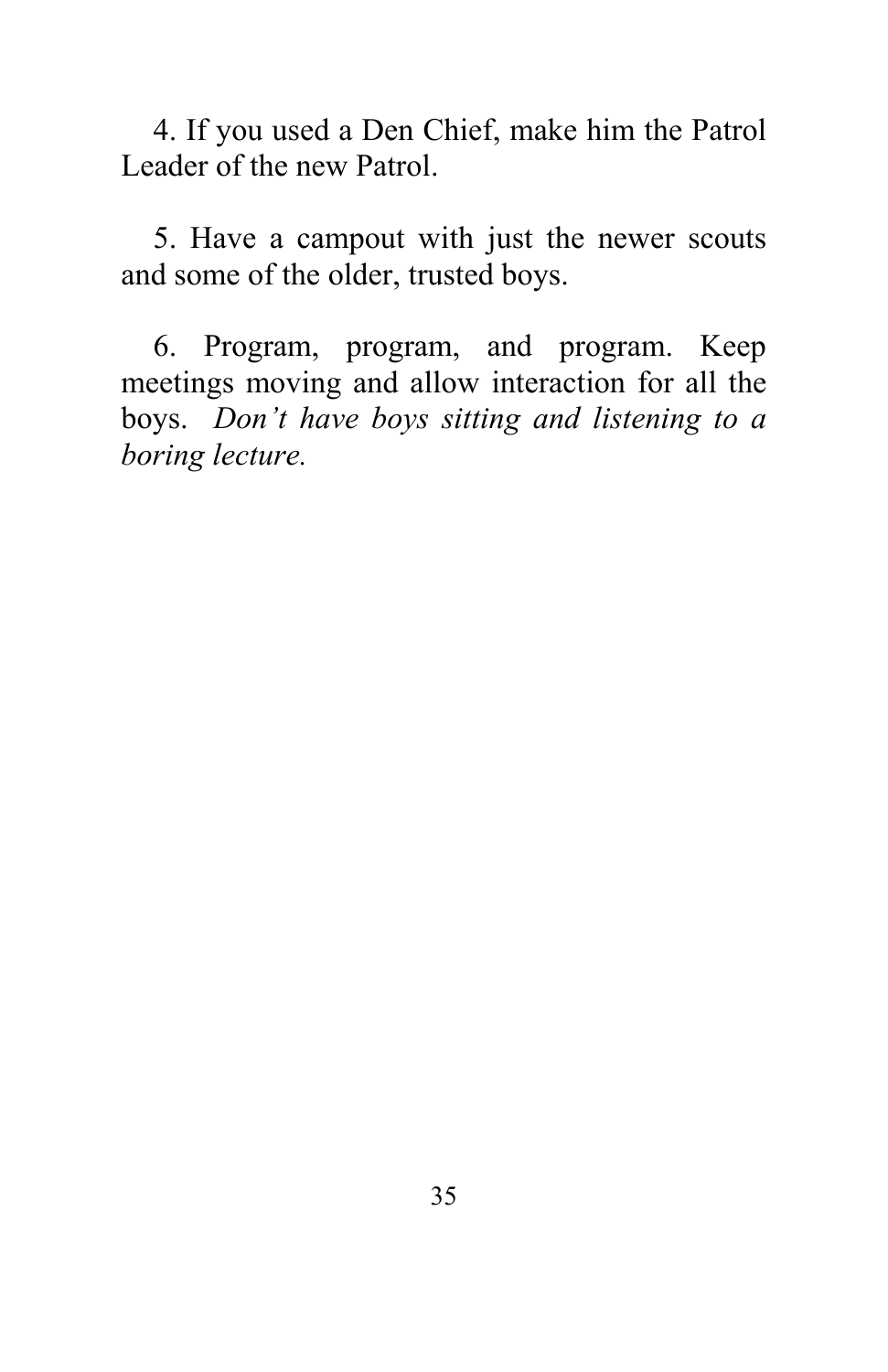4. If you used a Den Chief, make him the Patrol Leader of the new Patrol.

5. Have a campout with just the newer scouts and some of the older, trusted boys.

6. Program, program, and program. Keep meetings moving and allow interaction for all the boys. *Don't have boys sitting and listening to a boring lecture.*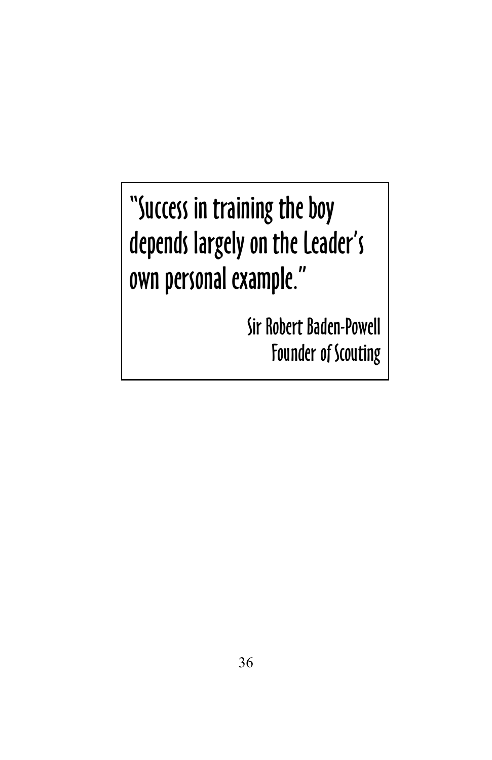> "Success in training the boy depends largely on the Leader's own personal example."
>
> Sir Robert Baden-Powell
> Founder of Scouting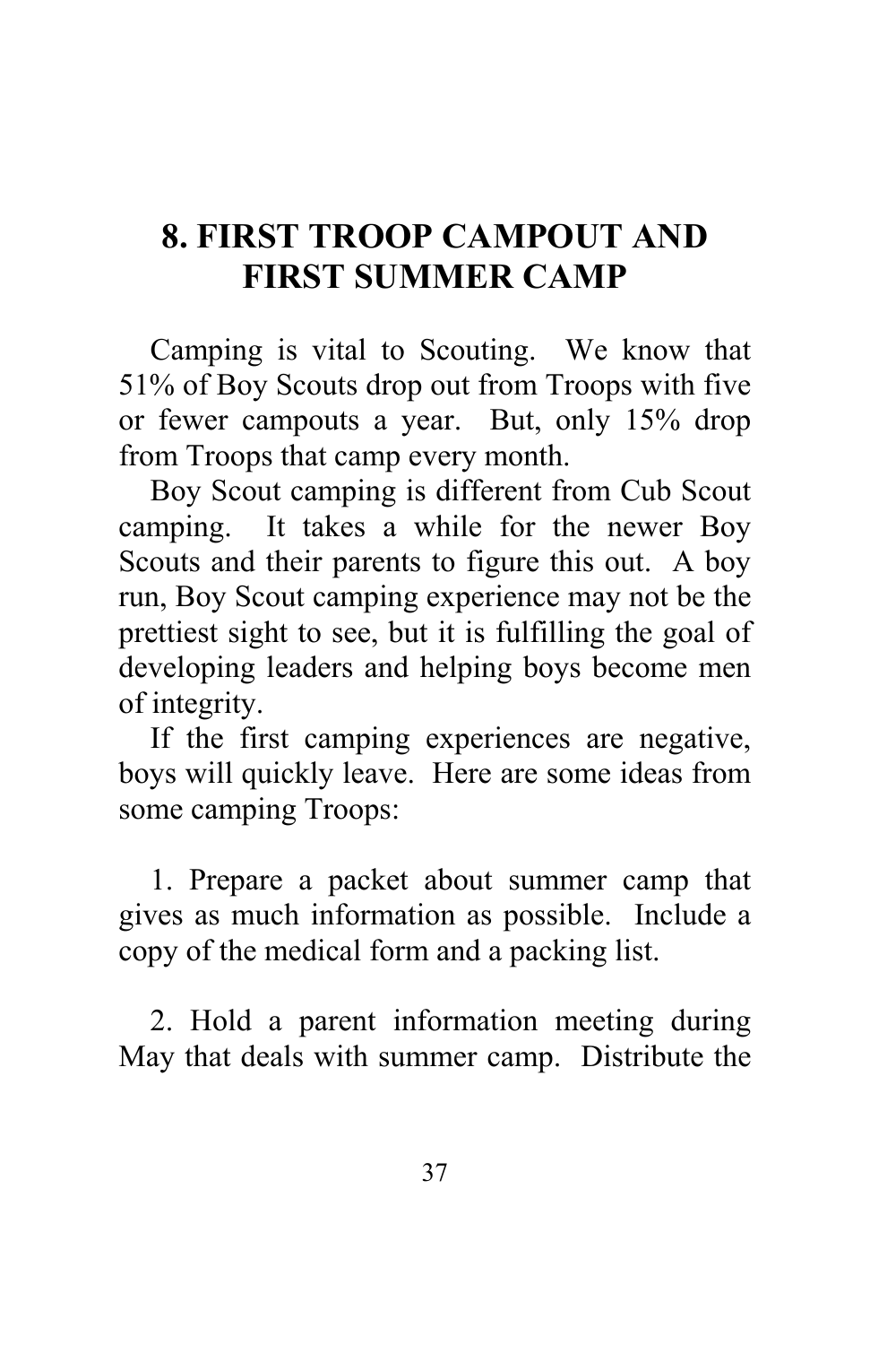# 8. FIRST TROOP CAMPOUT AND FIRST SUMMER CAMP

Camping is vital to Scouting. We know that 51% of Boy Scouts drop out from Troops with five or fewer campouts a year. But, only 15% drop from Troops that camp every month.

Boy Scout camping is different from Cub Scout camping. It takes a while for the newer Boy Scouts and their parents to figure this out. A boy run, Boy Scout camping experience may not be the prettiest sight to see, but it is fulfilling the goal of developing leaders and helping boys become men of integrity.

If the first camping experiences are negative, boys will quickly leave. Here are some ideas from some camping Troops:

1. Prepare a packet about summer camp that gives as much information as possible. Include a copy of the medical form and a packing list.

2. Hold a parent information meeting during May that deals with summer camp. Distribute the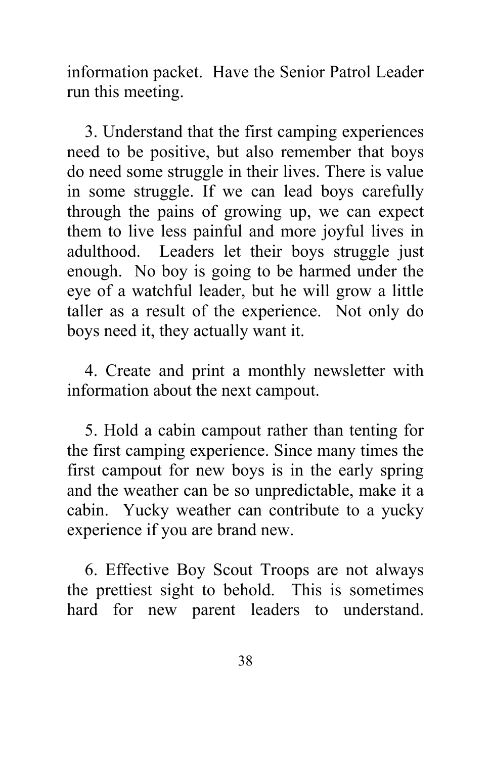information packet. Have the Senior Patrol Leader run this meeting.

3. Understand that the first camping experiences need to be positive, but also remember that boys do need some struggle in their lives. There is value in some struggle. If we can lead boys carefully through the pains of growing up, we can expect them to live less painful and more joyful lives in adulthood. Leaders let their boys struggle just enough. No boy is going to be harmed under the eye of a watchful leader, but he will grow a little taller as a result of the experience. Not only do boys need it, they actually want it.

4. Create and print a monthly newsletter with information about the next campout.

5. Hold a cabin campout rather than tenting for the first camping experience. Since many times the first campout for new boys is in the early spring and the weather can be so unpredictable, make it a cabin. Yucky weather can contribute to a yucky experience if you are brand new.

6. Effective Boy Scout Troops are not always the prettiest sight to behold. This is sometimes hard for new parent leaders to understand.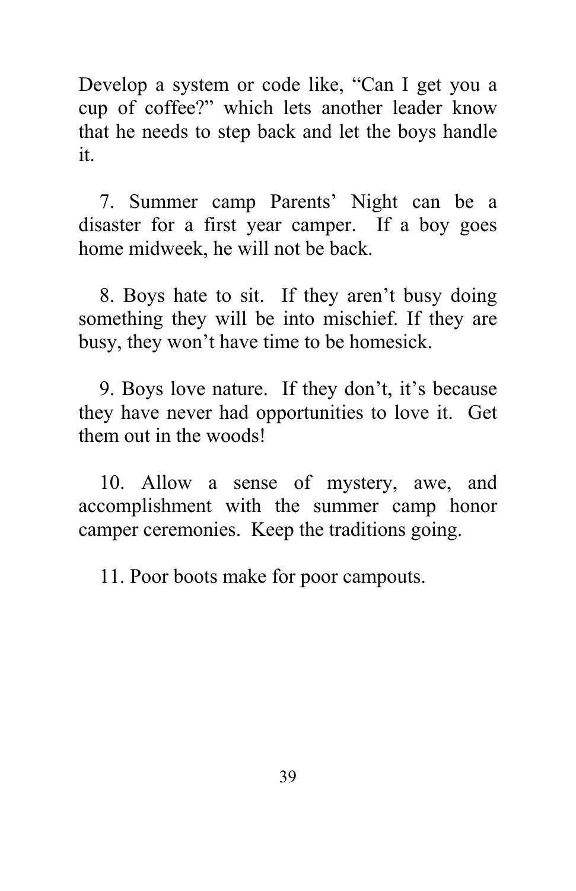Develop a system or code like, “Can I get you a cup of coffee?” which lets another leader know that he needs to step back and let the boys handle it.

7. Summer camp Parents’ Night can be a disaster for a first year camper.  If a boy goes home midweek, he will not be back.

8. Boys hate to sit.  If they aren’t busy doing something they will be into mischief. If they are busy, they won’t have time to be homesick.

9. Boys love nature.  If they don’t, it’s because they have never had opportunities to love it.  Get them out in the woods!

10. Allow a sense of mystery, awe, and accomplishment with the summer camp honor camper ceremonies.  Keep the traditions going.

11. Poor boots make for poor campouts.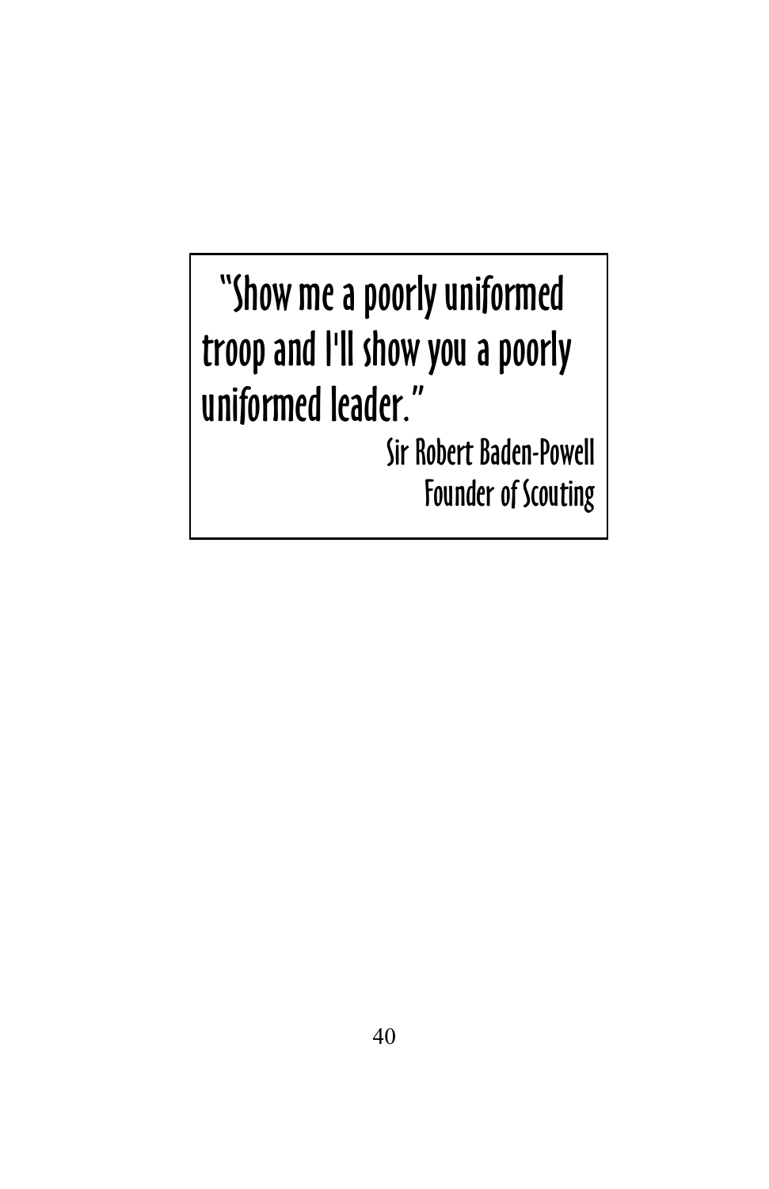> "Show me a poorly uniformed troop and I'll show you a poorly uniformed leader."
>
> Sir Robert Baden-Powell
> Founder of Scouting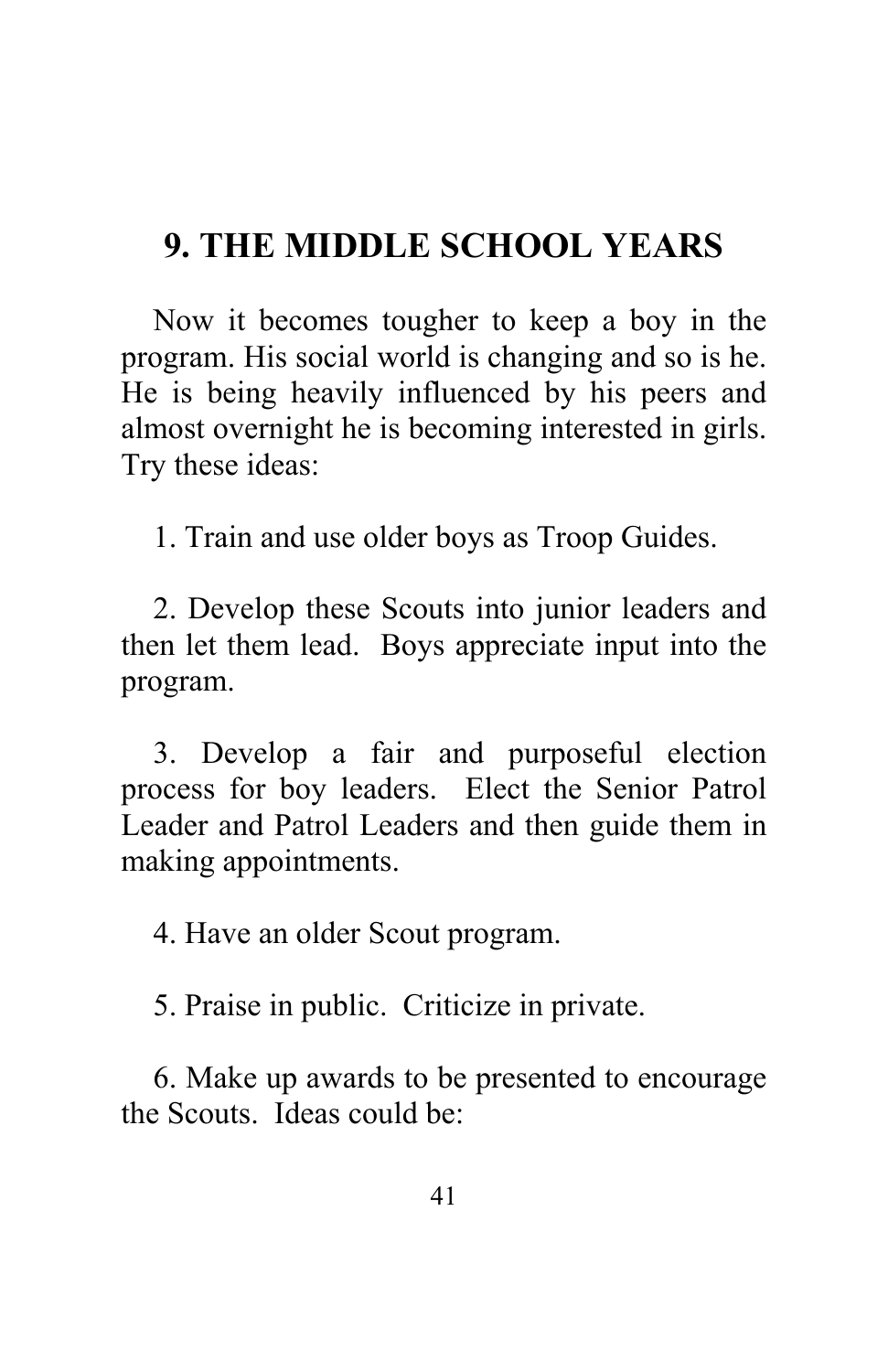## 9. THE MIDDLE SCHOOL YEARS

Now it becomes tougher to keep a boy in the program. His social world is changing and so is he. He is being heavily influenced by his peers and almost overnight he is becoming interested in girls. Try these ideas:

1. Train and use older boys as Troop Guides.

2. Develop these Scouts into junior leaders and then let them lead. Boys appreciate input into the program.

3. Develop a fair and purposeful election process for boy leaders. Elect the Senior Patrol Leader and Patrol Leaders and then guide them in making appointments.

4. Have an older Scout program.

5. Praise in public. Criticize in private.

6. Make up awards to be presented to encourage the Scouts. Ideas could be: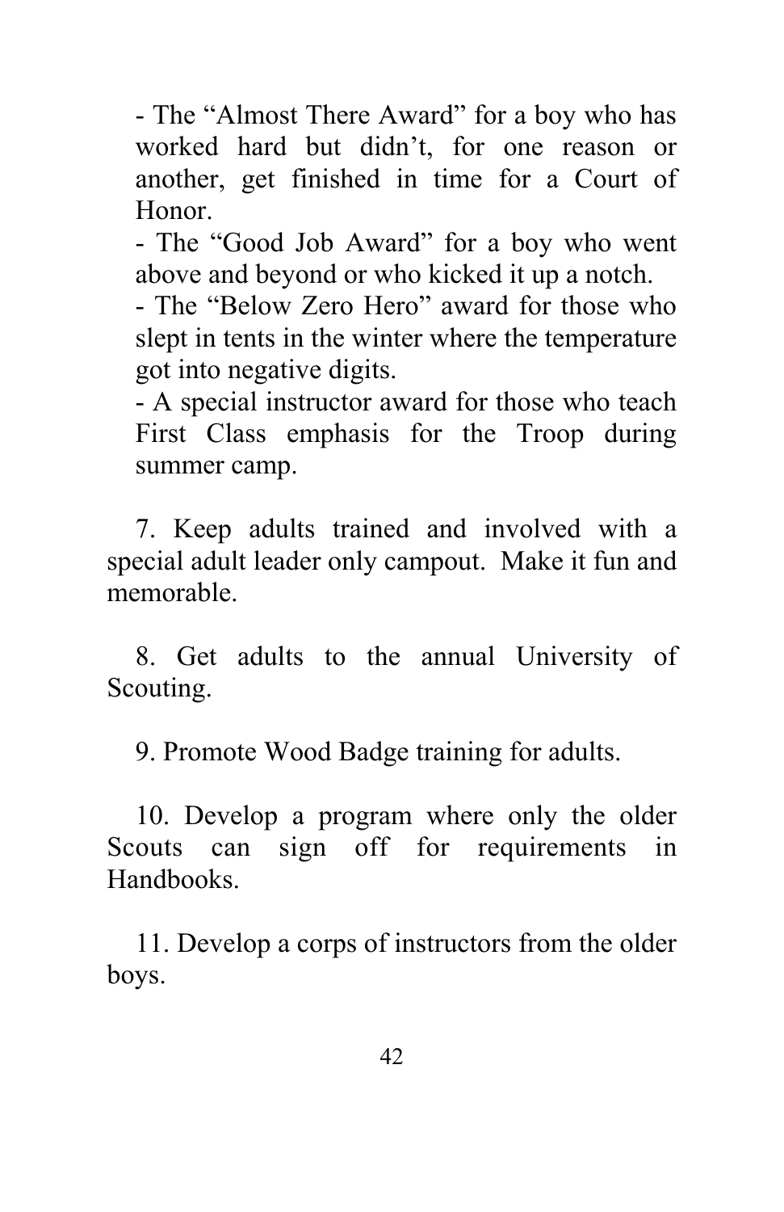- The “Almost There Award” for a boy who has worked hard but didn’t, for one reason or another, get finished in time for a Court of Honor.
- The “Good Job Award” for a boy who went above and beyond or who kicked it up a notch.
- The “Below Zero Hero” award for those who slept in tents in the winter where the temperature got into negative digits.
- A special instructor award for those who teach First Class emphasis for the Troop during summer camp.

7. Keep adults trained and involved with a special adult leader only campout. Make it fun and memorable.

8. Get adults to the annual University of Scouting.

9. Promote Wood Badge training for adults.

10. Develop a program where only the older Scouts can sign off for requirements in Handbooks.

11. Develop a corps of instructors from the older boys.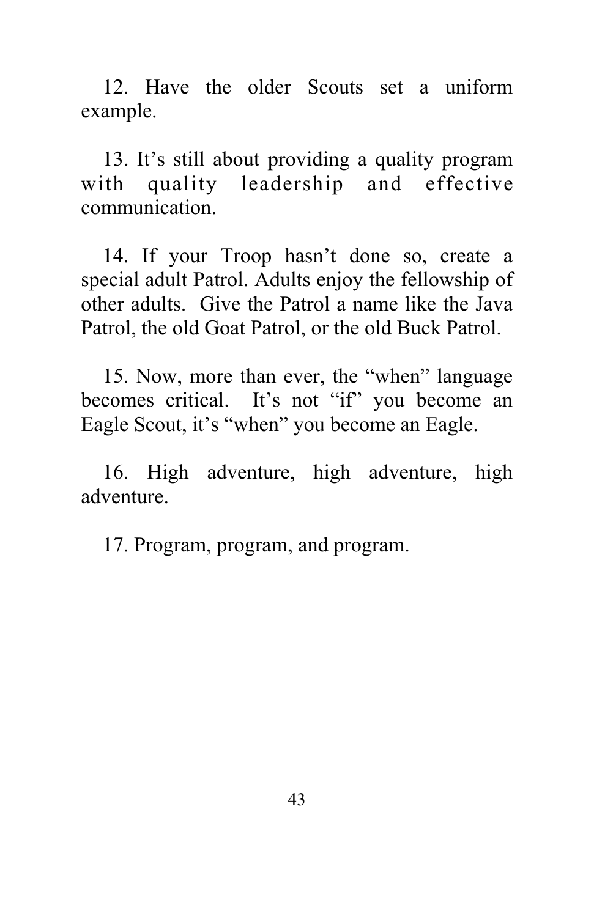12. Have the older Scouts set a uniform example.

13. It's still about providing a quality program with quality leadership and effective communication.

14. If your Troop hasn't done so, create a special adult Patrol. Adults enjoy the fellowship of other adults. Give the Patrol a name like the Java Patrol, the old Goat Patrol, or the old Buck Patrol.

15. Now, more than ever, the "when" language becomes critical. It's not "if" you become an Eagle Scout, it's "when" you become an Eagle.

16. High adventure, high adventure, high adventure.

17. Program, program, and program.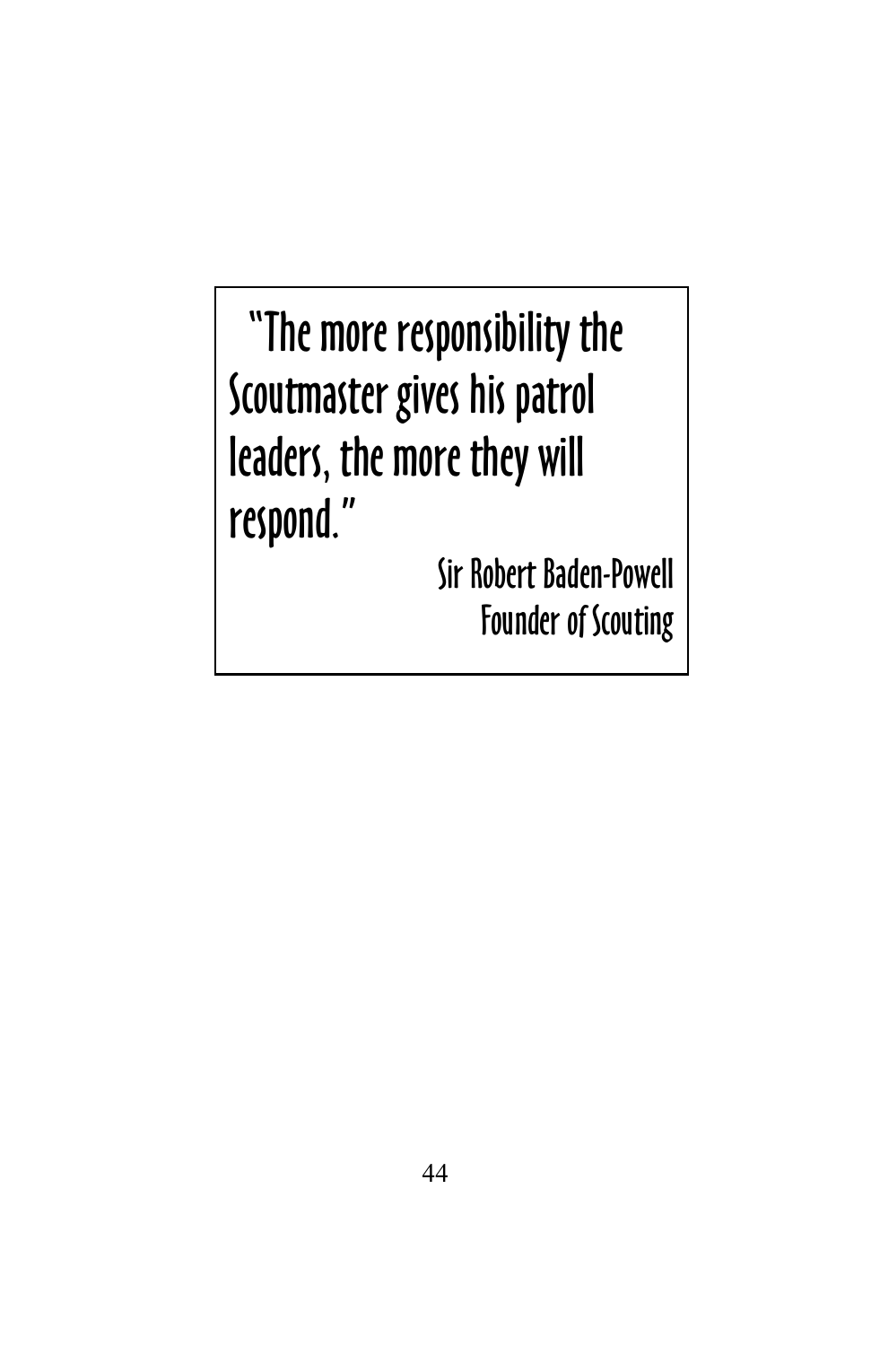"The more responsibility the Scoutmaster gives his patrol leaders, the more they will respond."

Sir Robert Baden-Powell
Founder of Scouting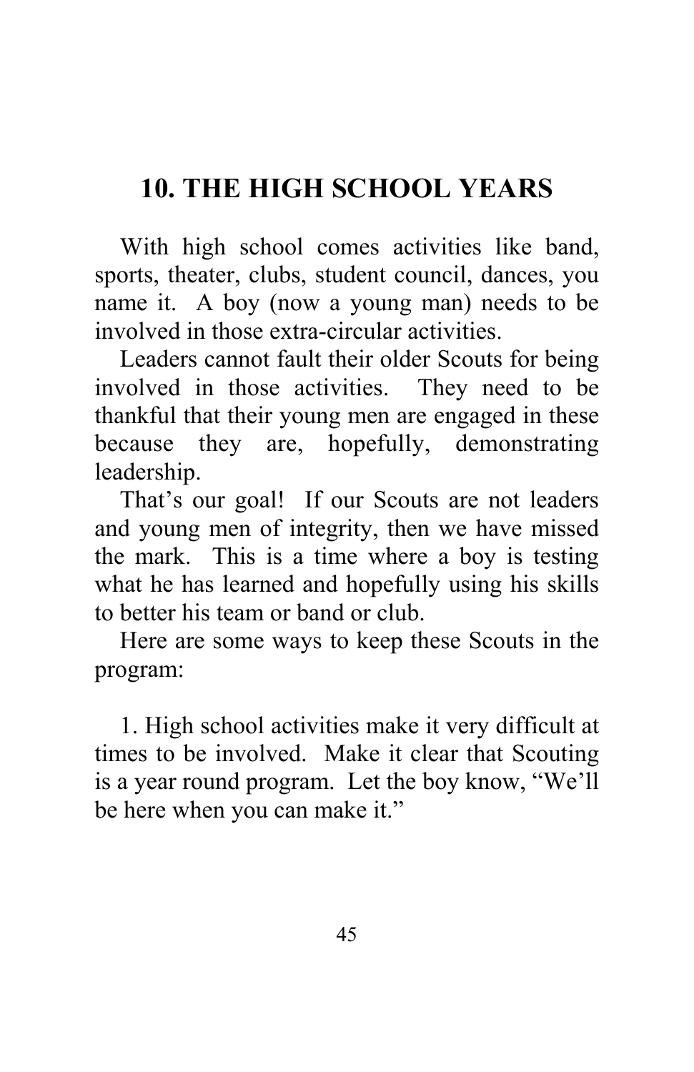## 10. THE HIGH SCHOOL YEARS

With high school comes activities like band, sports, theater, clubs, student council, dances, you name it. A boy (now a young man) needs to be involved in those extra-circular activities.

Leaders cannot fault their older Scouts for being involved in those activities. They need to be thankful that their young men are engaged in these because they are, hopefully, demonstrating leadership.

That's our goal! If our Scouts are not leaders and young men of integrity, then we have missed the mark. This is a time where a boy is testing what he has learned and hopefully using his skills to better his team or band or club.

Here are some ways to keep these Scouts in the program:

1. High school activities make it very difficult at times to be involved. Make it clear that Scouting is a year round program. Let the boy know, "We'll be here when you can make it."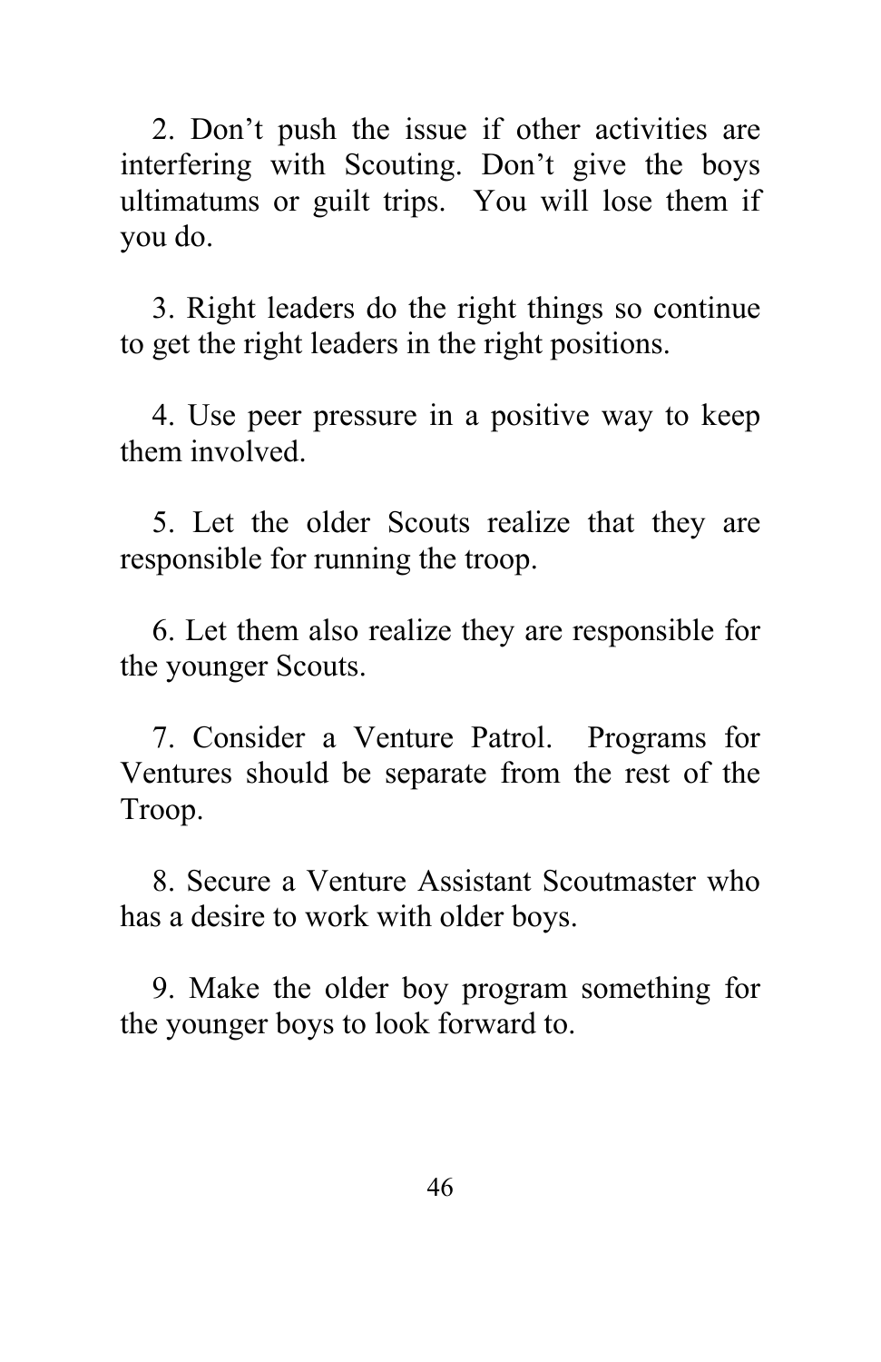2. Don’t push the issue if other activities are interfering with Scouting. Don’t give the boys ultimatums or guilt trips. You will lose them if you do.

3. Right leaders do the right things so continue to get the right leaders in the right positions.

4. Use peer pressure in a positive way to keep them involved.

5. Let the older Scouts realize that they are responsible for running the troop.

6. Let them also realize they are responsible for the younger Scouts.

7. Consider a Venture Patrol. Programs for Ventures should be separate from the rest of the Troop.

8. Secure a Venture Assistant Scoutmaster who has a desire to work with older boys.

9. Make the older boy program something for the younger boys to look forward to.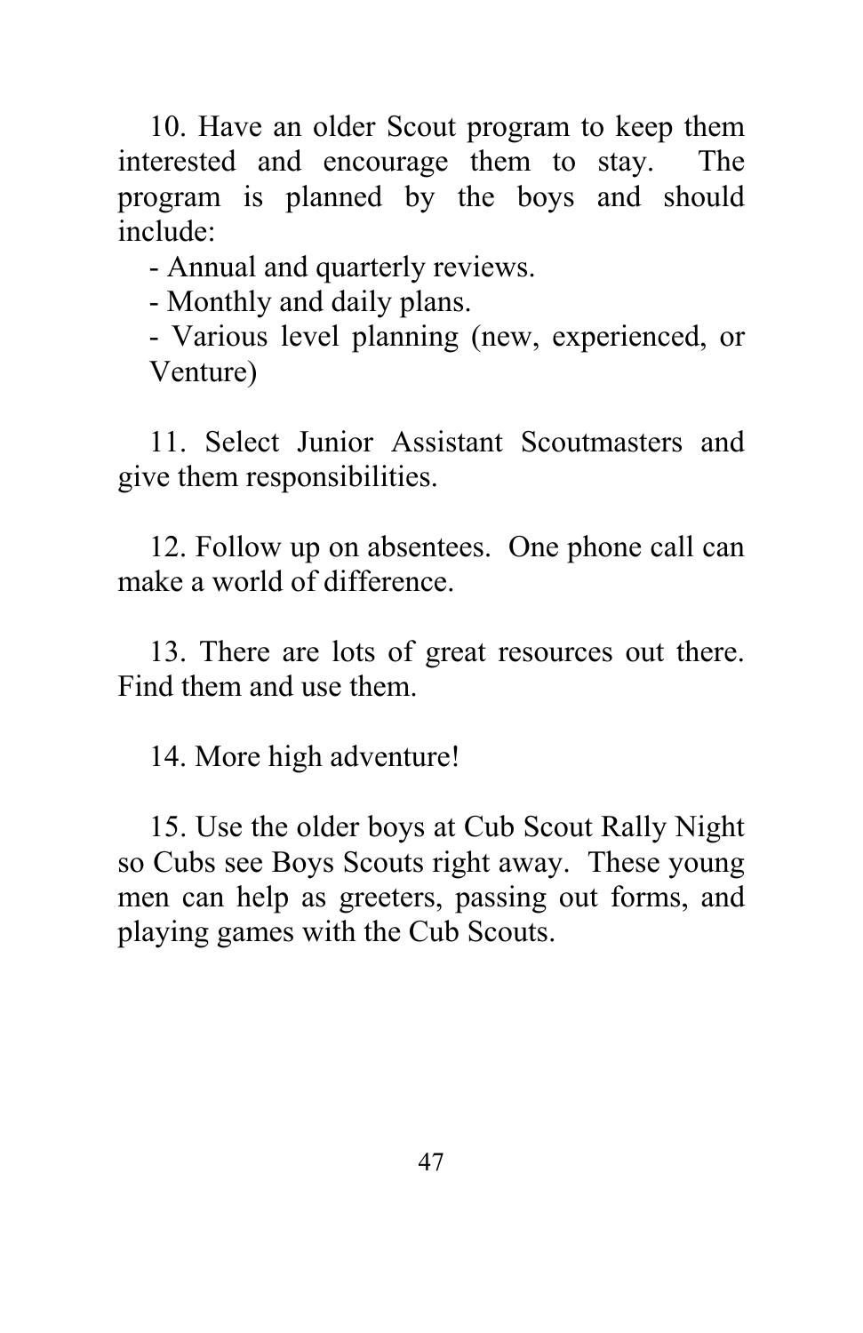10. Have an older Scout program to keep them interested and encourage them to stay. The program is planned by the boys and should include:

- Annual and quarterly reviews.
- Monthly and daily plans.
- Various level planning (new, experienced, or Venture)

11. Select Junior Assistant Scoutmasters and give them responsibilities.

12. Follow up on absentees. One phone call can make a world of difference.

13. There are lots of great resources out there. Find them and use them.

14. More high adventure!

15. Use the older boys at Cub Scout Rally Night so Cubs see Boys Scouts right away. These young men can help as greeters, passing out forms, and playing games with the Cub Scouts.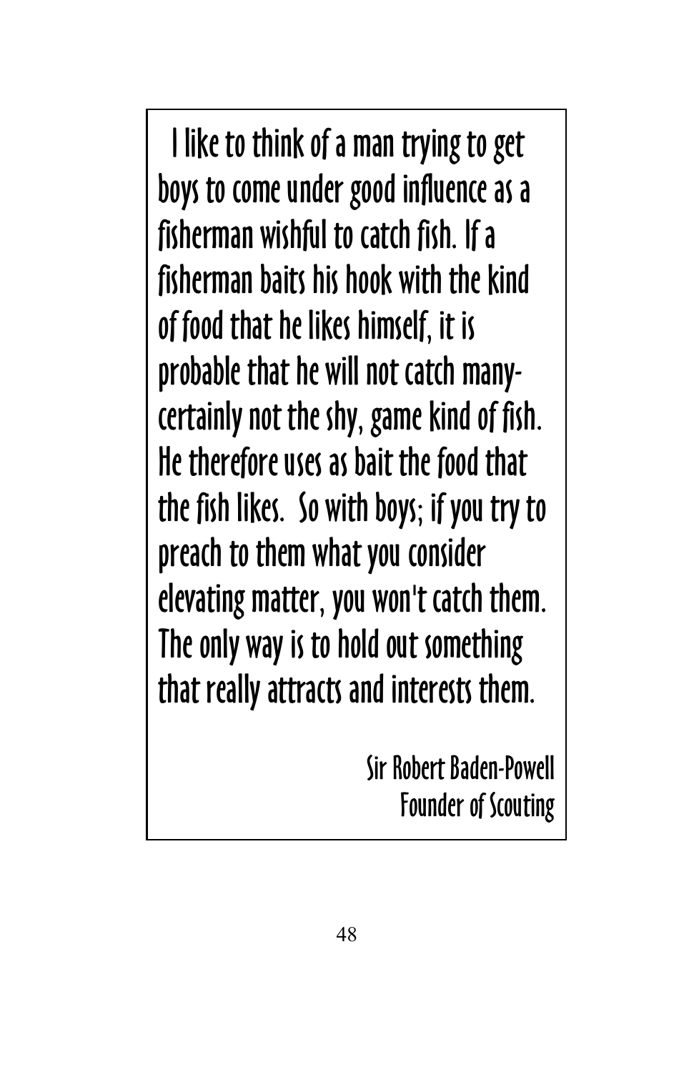I like to think of a man trying to get boys to come under good influence as a fisherman wishful to catch fish. If a fisherman baits his hook with the kind of food that he likes himself, it is probable that he will not catch many- certainly not the shy, game kind of fish. He therefore uses as bait the food that the fish likes. So with boys; if you try to preach to them what you consider elevating matter, you won't catch them. The only way is to hold out something that really attracts and interests them.

Sir Robert Baden-Powell
Founder of Scouting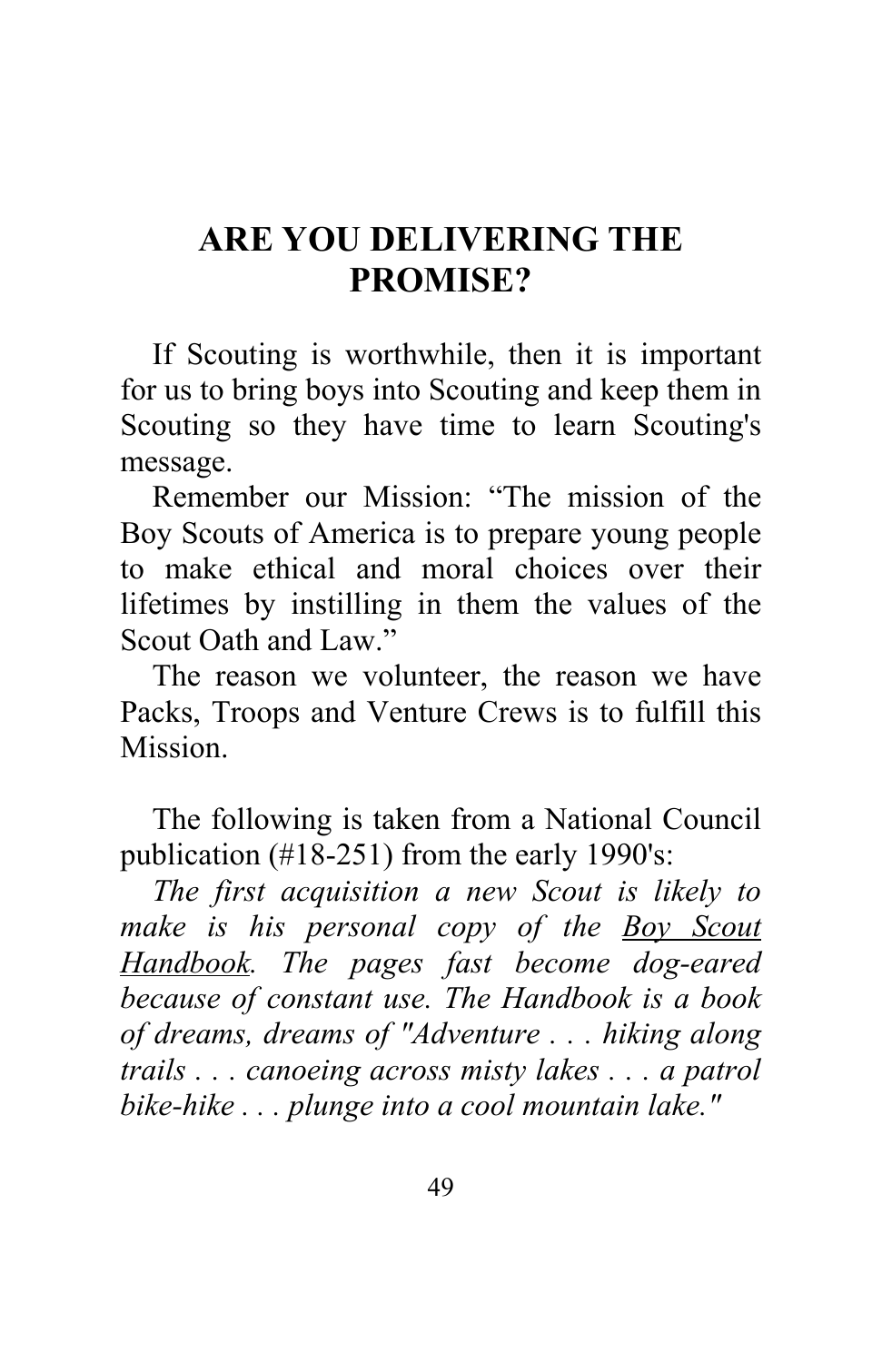# ARE YOU DELIVERING THE PROMISE?

If Scouting is worthwhile, then it is important for us to bring boys into Scouting and keep them in Scouting so they have time to learn Scouting's message.

Remember our Mission: "The mission of the Boy Scouts of America is to prepare young people to make ethical and moral choices over their lifetimes by instilling in them the values of the Scout Oath and Law."

The reason we volunteer, the reason we have Packs, Troops and Venture Crews is to fulfill this Mission.

The following is taken from a National Council publication (#18-251) from the early 1990's:

*The first acquisition a new Scout is likely to make is his personal copy of the <u>Boy Scout Handbook</u>. The pages fast become dog-eared because of constant use. The Handbook is a book of dreams, dreams of "Adventure . . . hiking along trails . . . canoeing across misty lakes . . . a patrol bike-hike . . . plunge into a cool mountain lake."*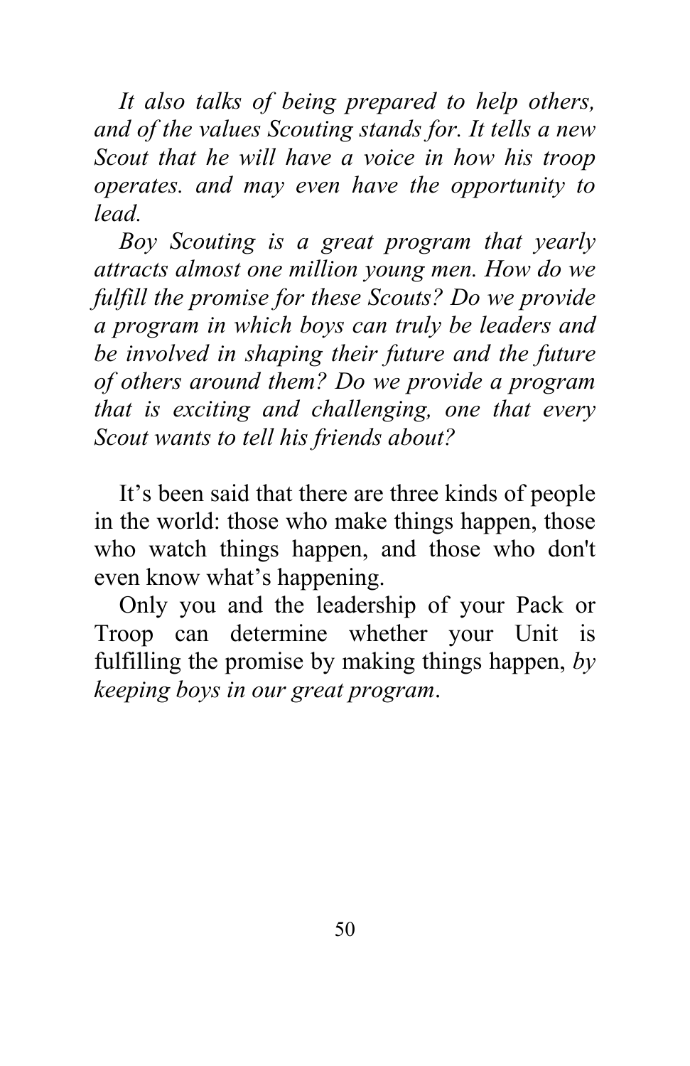*It also talks of being prepared to help others, and of the values Scouting stands for. It tells a new Scout that he will have a voice in how his troop operates. and may even have the opportunity to lead.*

*Boy Scouting is a great program that yearly attracts almost one million young men. How do we fulfill the promise for these Scouts? Do we provide a program in which boys can truly be leaders and be involved in shaping their future and the future of others around them? Do we provide a program that is exciting and challenging, one that every Scout wants to tell his friends about?*

It's been said that there are three kinds of people in the world: those who make things happen, those who watch things happen, and those who don't even know what's happening.

Only you and the leadership of your Pack or Troop can determine whether your Unit is fulfilling the promise by making things happen, *by keeping boys in our great program*.